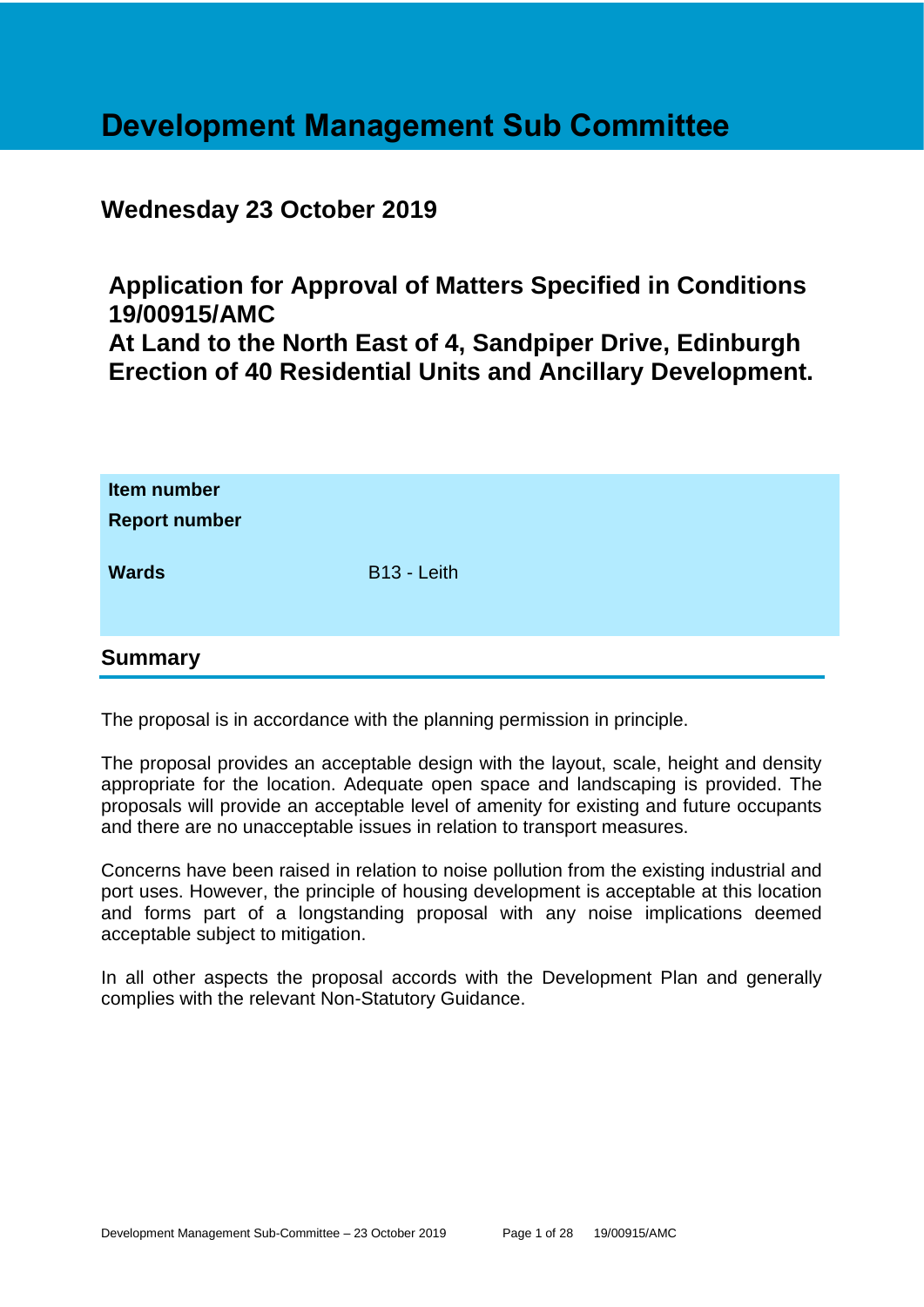# Development Management Sub Committee

## Wednesday 23 October 2019

## Application for Approval of Matters Specified in Conditions 19/00915/AMC At Land to the North East of 4, Sandpiper Drive, Edinburgh Erection of 40 Residential Units and Ancillary Development.

| | |
|---|---|
| **Item number** | |
| **Report number** | |
| **Wards** | B13 - Leith |

## Summary

The proposal is in accordance with the planning permission in principle.

The proposal provides an acceptable design with the layout, scale, height and density appropriate for the location. Adequate open space and landscaping is provided. The proposals will provide an acceptable level of amenity for existing and future occupants and there are no unacceptable issues in relation to transport measures.

Concerns have been raised in relation to noise pollution from the existing industrial and port uses. However, the principle of housing development is acceptable at this location and forms part of a longstanding proposal with any noise implications deemed acceptable subject to mitigation.

In all other aspects the proposal accords with the Development Plan and generally complies with the relevant Non-Statutory Guidance.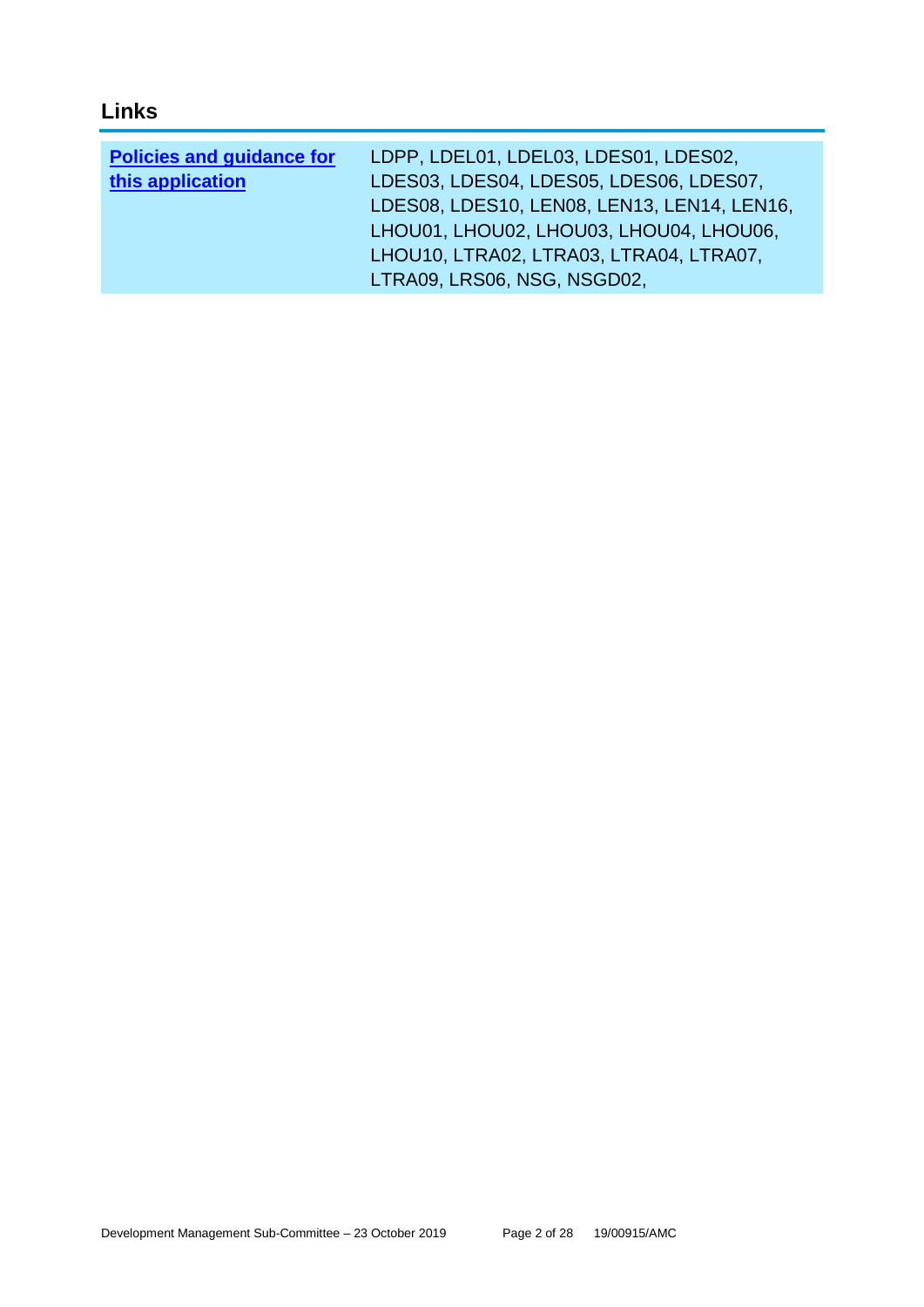## Links

| | |
|---|---|
| **Policies and guidance for this application** | LDPP, LDEL01, LDEL03, LDES01, LDES02, LDES03, LDES04, LDES05, LDES06, LDES07, LDES08, LDES10, LEN08, LEN13, LEN14, LEN16, LHOU01, LHOU02, LHOU03, LHOU04, LHOU06, LHOU10, LTRA02, LTRA03, LTRA04, LTRA07, LTRA09, LRS06, NSG, NSGD02, |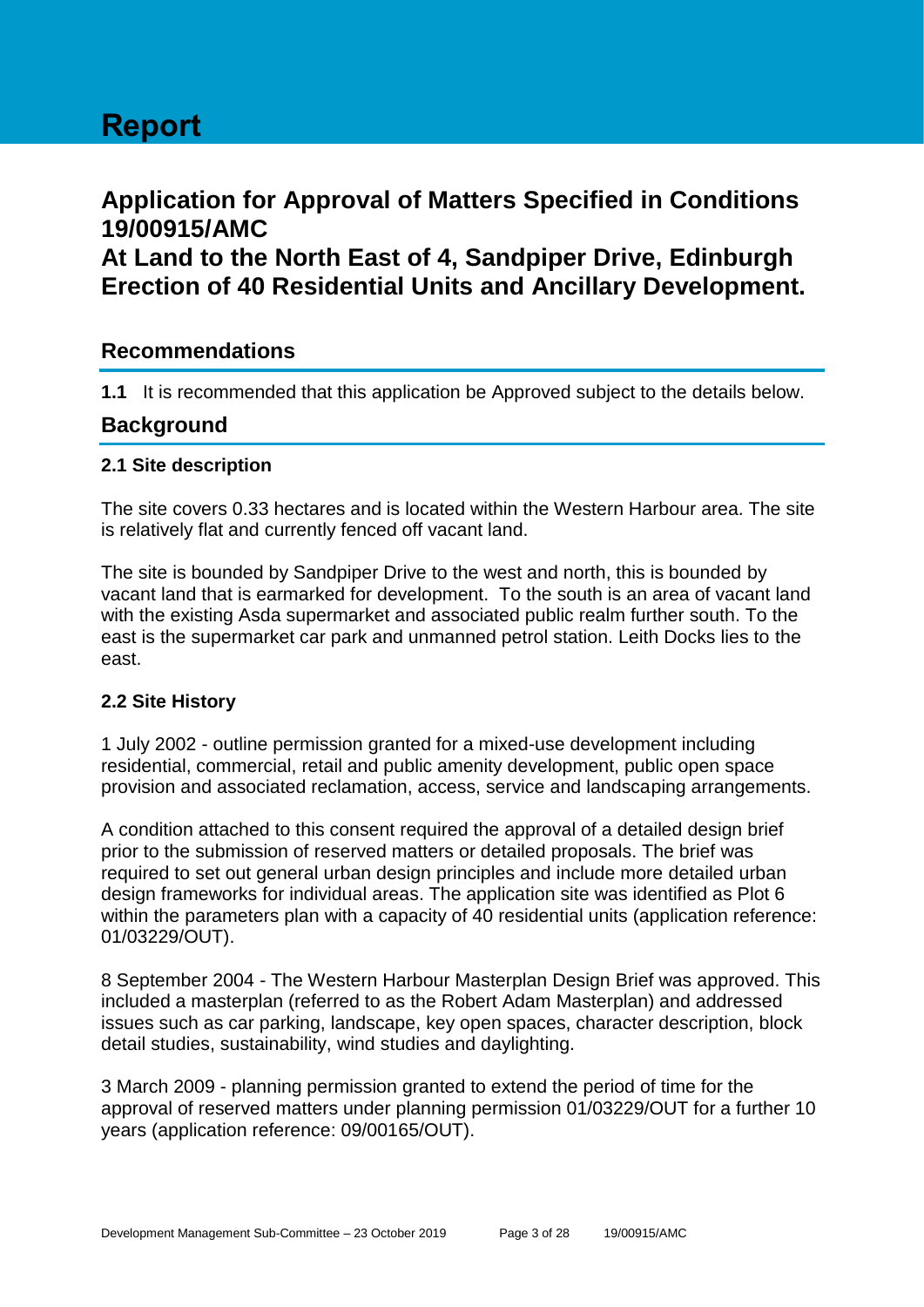# Report

## Application for Approval of Matters Specified in Conditions 19/00915/AMC
## At Land to the North East of 4, Sandpiper Drive, Edinburgh
## Erection of 40 Residential Units and Ancillary Development.

### Recommendations

**1.1** It is recommended that this application be Approved subject to the details below.

### Background

#### 2.1 Site description

The site covers 0.33 hectares and is located within the Western Harbour area. The site is relatively flat and currently fenced off vacant land.

The site is bounded by Sandpiper Drive to the west and north, this is bounded by vacant land that is earmarked for development. To the south is an area of vacant land with the existing Asda supermarket and associated public realm further south. To the east is the supermarket car park and unmanned petrol station. Leith Docks lies to the east.

#### 2.2 Site History

1 July 2002 - outline permission granted for a mixed-use development including residential, commercial, retail and public amenity development, public open space provision and associated reclamation, access, service and landscaping arrangements.

A condition attached to this consent required the approval of a detailed design brief prior to the submission of reserved matters or detailed proposals. The brief was required to set out general urban design principles and include more detailed urban design frameworks for individual areas. The application site was identified as Plot 6 within the parameters plan with a capacity of 40 residential units (application reference: 01/03229/OUT).

8 September 2004 - The Western Harbour Masterplan Design Brief was approved. This included a masterplan (referred to as the Robert Adam Masterplan) and addressed issues such as car parking, landscape, key open spaces, character description, block detail studies, sustainability, wind studies and daylighting.

3 March 2009 - planning permission granted to extend the period of time for the approval of reserved matters under planning permission 01/03229/OUT for a further 10 years (application reference: 09/00165/OUT).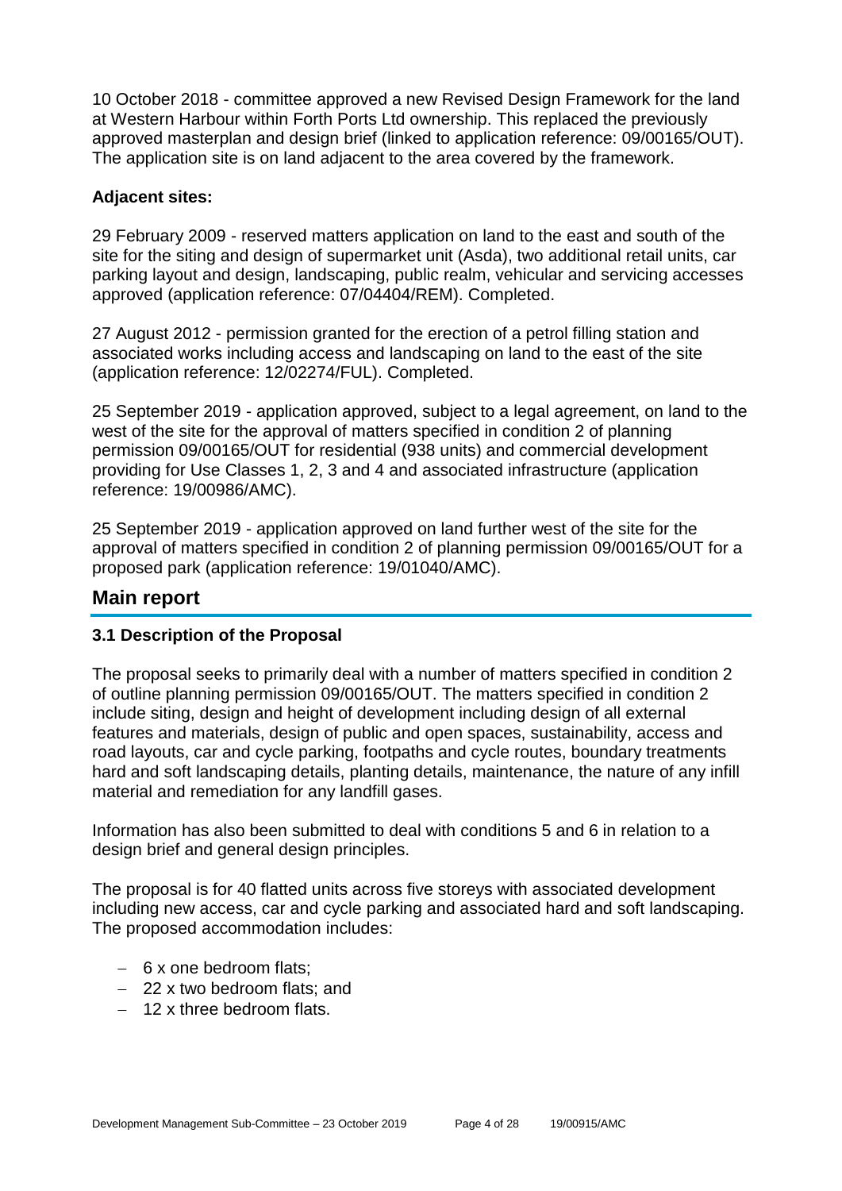10 October 2018 - committee approved a new Revised Design Framework for the land at Western Harbour within Forth Ports Ltd ownership. This replaced the previously approved masterplan and design brief (linked to application reference: 09/00165/OUT). The application site is on land adjacent to the area covered by the framework.

**Adjacent sites:**

29 February 2009 - reserved matters application on land to the east and south of the site for the siting and design of supermarket unit (Asda), two additional retail units, car parking layout and design, landscaping, public realm, vehicular and servicing accesses approved (application reference: 07/04404/REM). Completed.

27 August 2012 - permission granted for the erection of a petrol filling station and associated works including access and landscaping on land to the east of the site (application reference: 12/02274/FUL). Completed.

25 September 2019 - application approved, subject to a legal agreement, on land to the west of the site for the approval of matters specified in condition 2 of planning permission 09/00165/OUT for residential (938 units) and commercial development providing for Use Classes 1, 2, 3 and 4 and associated infrastructure (application reference: 19/00986/AMC).

25 September 2019 - application approved on land further west of the site for the approval of matters specified in condition 2 of planning permission 09/00165/OUT for a proposed park (application reference: 19/01040/AMC).

## Main report

### 3.1 Description of the Proposal

The proposal seeks to primarily deal with a number of matters specified in condition 2 of outline planning permission 09/00165/OUT. The matters specified in condition 2 include siting, design and height of development including design of all external features and materials, design of public and open spaces, sustainability, access and road layouts, car and cycle parking, footpaths and cycle routes, boundary treatments hard and soft landscaping details, planting details, maintenance, the nature of any infill material and remediation for any landfill gases.

Information has also been submitted to deal with conditions 5 and 6 in relation to a design brief and general design principles.

The proposal is for 40 flatted units across five storeys with associated development including new access, car and cycle parking and associated hard and soft landscaping. The proposed accommodation includes:

- 6 x one bedroom flats;
- 22 x two bedroom flats; and
- 12 x three bedroom flats.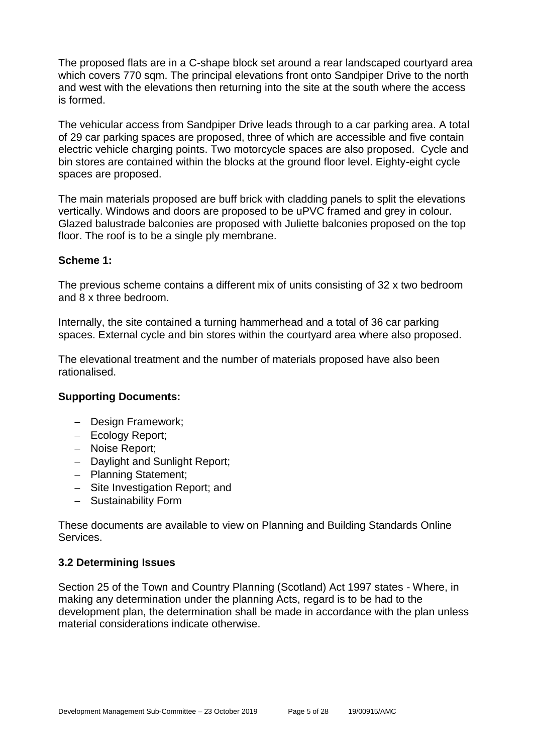The proposed flats are in a C-shape block set around a rear landscaped courtyard area which covers 770 sqm. The principal elevations front onto Sandpiper Drive to the north and west with the elevations then returning into the site at the south where the access is formed.

The vehicular access from Sandpiper Drive leads through to a car parking area. A total of 29 car parking spaces are proposed, three of which are accessible and five contain electric vehicle charging points. Two motorcycle spaces are also proposed. Cycle and bin stores are contained within the blocks at the ground floor level. Eighty-eight cycle spaces are proposed.

The main materials proposed are buff brick with cladding panels to split the elevations vertically. Windows and doors are proposed to be uPVC framed and grey in colour. Glazed balustrade balconies are proposed with Juliette balconies proposed on the top floor. The roof is to be a single ply membrane.

**Scheme 1:**

The previous scheme contains a different mix of units consisting of 32 x two bedroom and 8 x three bedroom.

Internally, the site contained a turning hammerhead and a total of 36 car parking spaces. External cycle and bin stores within the courtyard area where also proposed.

The elevational treatment and the number of materials proposed have also been rationalised.

**Supporting Documents:**

- Design Framework;
- Ecology Report;
- Noise Report;
- Daylight and Sunlight Report;
- Planning Statement;
- Site Investigation Report; and
- Sustainability Form

These documents are available to view on Planning and Building Standards Online Services.

### 3.2 Determining Issues

Section 25 of the Town and Country Planning (Scotland) Act 1997 states - Where, in making any determination under the planning Acts, regard is to be had to the development plan, the determination shall be made in accordance with the plan unless material considerations indicate otherwise.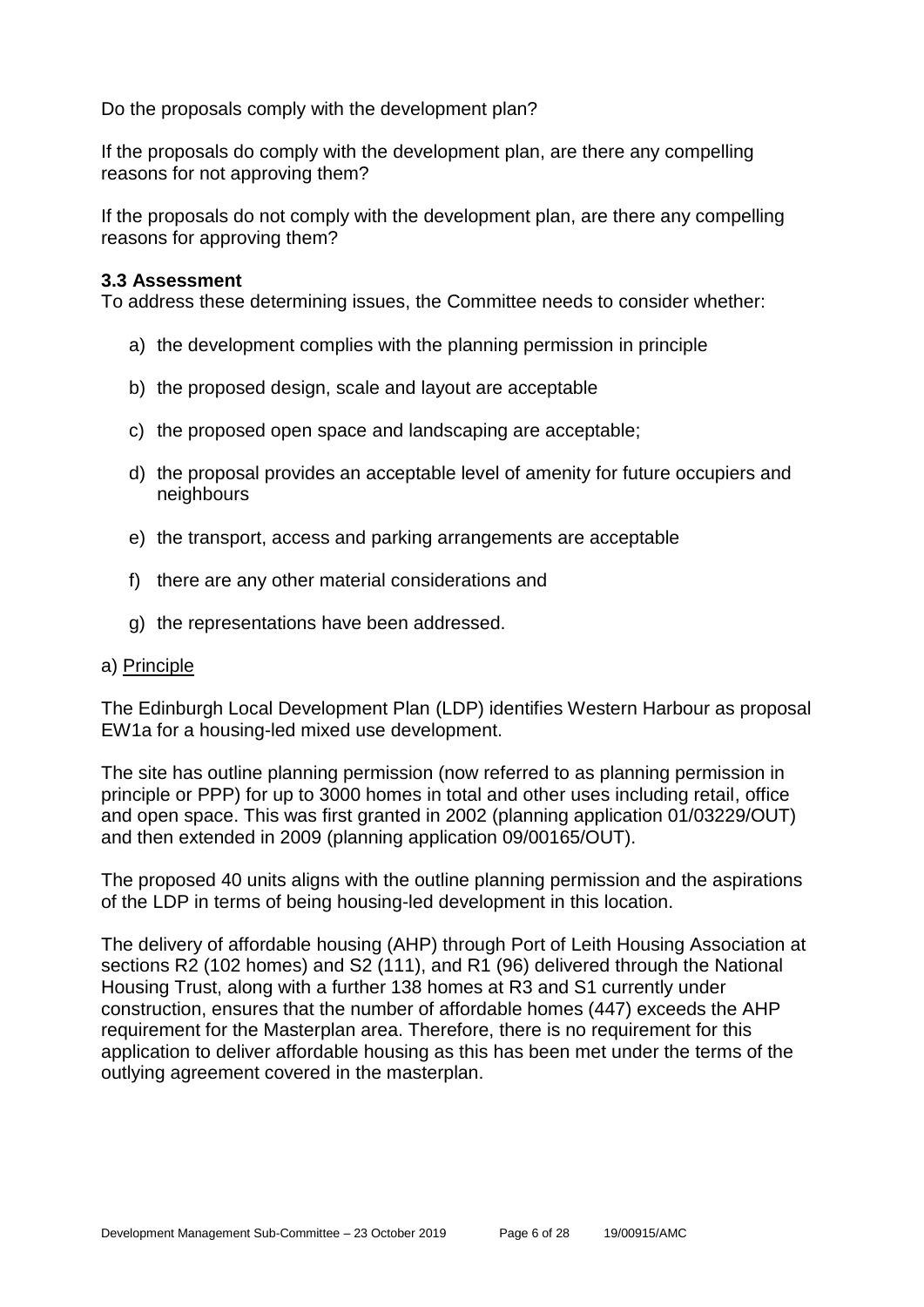Do the proposals comply with the development plan?

If the proposals do comply with the development plan, are there any compelling reasons for not approving them?

If the proposals do not comply with the development plan, are there any compelling reasons for approving them?

### 3.3 Assessment

To address these determining issues, the Committee needs to consider whether:

a) the development complies with the planning permission in principle

b) the proposed design, scale and layout are acceptable

c) the proposed open space and landscaping are acceptable;

d) the proposal provides an acceptable level of amenity for future occupiers and neighbours

e) the transport, access and parking arrangements are acceptable

f) there are any other material considerations and

g) the representations have been addressed.

a) Principle

The Edinburgh Local Development Plan (LDP) identifies Western Harbour as proposal EW1a for a housing-led mixed use development.

The site has outline planning permission (now referred to as planning permission in principle or PPP) for up to 3000 homes in total and other uses including retail, office and open space. This was first granted in 2002 (planning application 01/03229/OUT) and then extended in 2009 (planning application 09/00165/OUT).

The proposed 40 units aligns with the outline planning permission and the aspirations of the LDP in terms of being housing-led development in this location.

The delivery of affordable housing (AHP) through Port of Leith Housing Association at sections R2 (102 homes) and S2 (111), and R1 (96) delivered through the National Housing Trust, along with a further 138 homes at R3 and S1 currently under construction, ensures that the number of affordable homes (447) exceeds the AHP requirement for the Masterplan area. Therefore, there is no requirement for this application to deliver affordable housing as this has been met under the terms of the outlying agreement covered in the masterplan.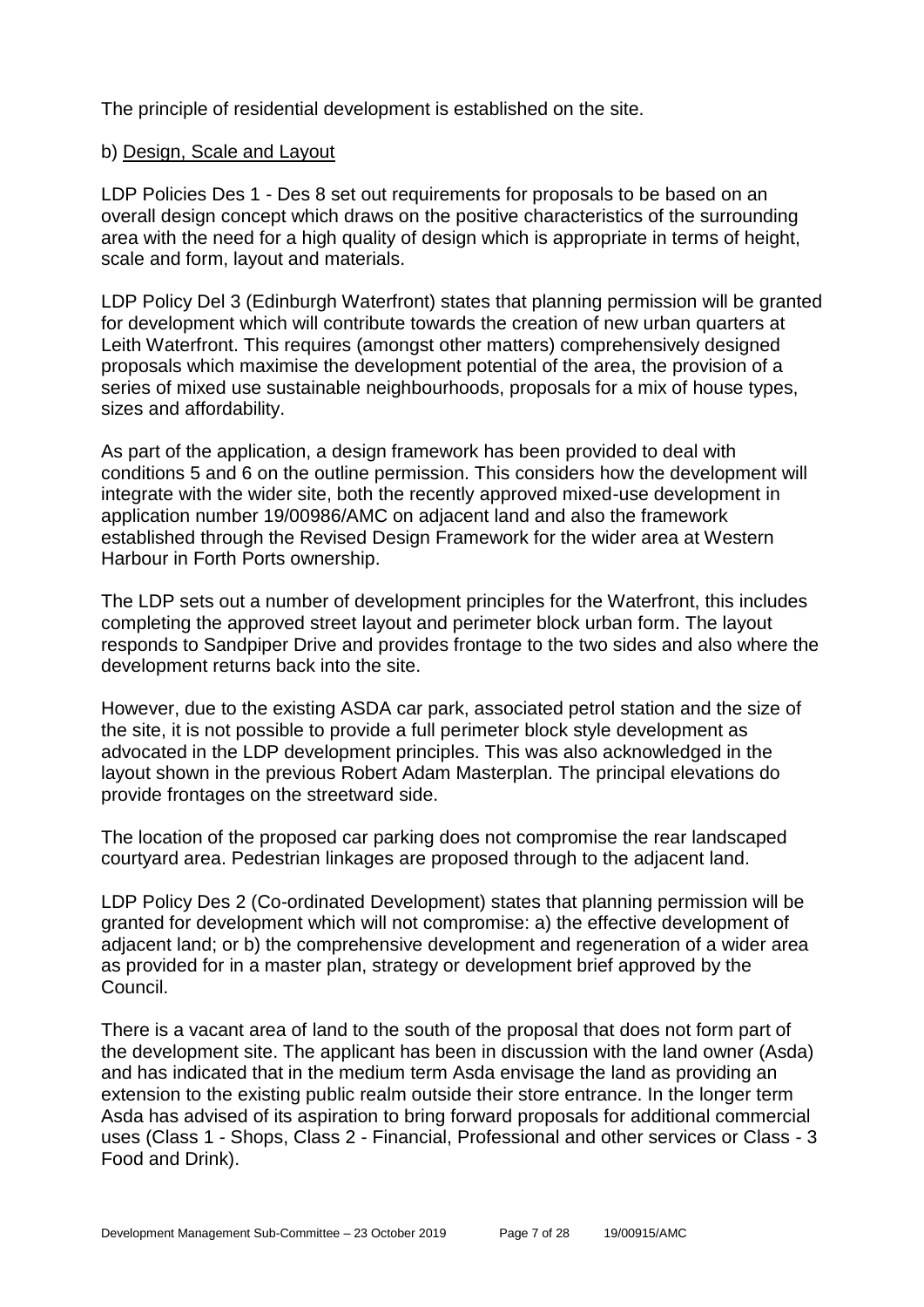The principle of residential development is established on the site.

b) Design, Scale and Layout

LDP Policies Des 1 - Des 8 set out requirements for proposals to be based on an overall design concept which draws on the positive characteristics of the surrounding area with the need for a high quality of design which is appropriate in terms of height, scale and form, layout and materials.

LDP Policy Del 3 (Edinburgh Waterfront) states that planning permission will be granted for development which will contribute towards the creation of new urban quarters at Leith Waterfront. This requires (amongst other matters) comprehensively designed proposals which maximise the development potential of the area, the provision of a series of mixed use sustainable neighbourhoods, proposals for a mix of house types, sizes and affordability.

As part of the application, a design framework has been provided to deal with conditions 5 and 6 on the outline permission. This considers how the development will integrate with the wider site, both the recently approved mixed-use development in application number 19/00986/AMC on adjacent land and also the framework established through the Revised Design Framework for the wider area at Western Harbour in Forth Ports ownership.

The LDP sets out a number of development principles for the Waterfront, this includes completing the approved street layout and perimeter block urban form. The layout responds to Sandpiper Drive and provides frontage to the two sides and also where the development returns back into the site.

However, due to the existing ASDA car park, associated petrol station and the size of the site, it is not possible to provide a full perimeter block style development as advocated in the LDP development principles. This was also acknowledged in the layout shown in the previous Robert Adam Masterplan. The principal elevations do provide frontages on the streetward side.

The location of the proposed car parking does not compromise the rear landscaped courtyard area. Pedestrian linkages are proposed through to the adjacent land.

LDP Policy Des 2 (Co-ordinated Development) states that planning permission will be granted for development which will not compromise: a) the effective development of adjacent land; or b) the comprehensive development and regeneration of a wider area as provided for in a master plan, strategy or development brief approved by the Council.

There is a vacant area of land to the south of the proposal that does not form part of the development site. The applicant has been in discussion with the land owner (Asda) and has indicated that in the medium term Asda envisage the land as providing an extension to the existing public realm outside their store entrance. In the longer term Asda has advised of its aspiration to bring forward proposals for additional commercial uses (Class 1 - Shops, Class 2 - Financial, Professional and other services or Class - 3 Food and Drink).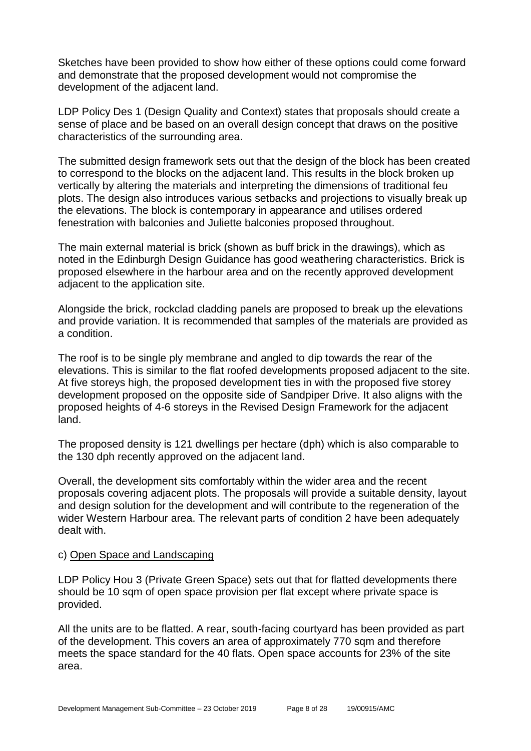Sketches have been provided to show how either of these options could come forward and demonstrate that the proposed development would not compromise the development of the adjacent land.

LDP Policy Des 1 (Design Quality and Context) states that proposals should create a sense of place and be based on an overall design concept that draws on the positive characteristics of the surrounding area.

The submitted design framework sets out that the design of the block has been created to correspond to the blocks on the adjacent land. This results in the block broken up vertically by altering the materials and interpreting the dimensions of traditional feu plots. The design also introduces various setbacks and projections to visually break up the elevations. The block is contemporary in appearance and utilises ordered fenestration with balconies and Juliette balconies proposed throughout.

The main external material is brick (shown as buff brick in the drawings), which as noted in the Edinburgh Design Guidance has good weathering characteristics. Brick is proposed elsewhere in the harbour area and on the recently approved development adjacent to the application site.

Alongside the brick, rockclad cladding panels are proposed to break up the elevations and provide variation. It is recommended that samples of the materials are provided as a condition.

The roof is to be single ply membrane and angled to dip towards the rear of the elevations. This is similar to the flat roofed developments proposed adjacent to the site. At five storeys high, the proposed development ties in with the proposed five storey development proposed on the opposite side of Sandpiper Drive. It also aligns with the proposed heights of 4-6 storeys in the Revised Design Framework for the adjacent land.

The proposed density is 121 dwellings per hectare (dph) which is also comparable to the 130 dph recently approved on the adjacent land.

Overall, the development sits comfortably within the wider area and the recent proposals covering adjacent plots. The proposals will provide a suitable density, layout and design solution for the development and will contribute to the regeneration of the wider Western Harbour area. The relevant parts of condition 2 have been adequately dealt with.

c) Open Space and Landscaping

LDP Policy Hou 3 (Private Green Space) sets out that for flatted developments there should be 10 sqm of open space provision per flat except where private space is provided.

All the units are to be flatted. A rear, south-facing courtyard has been provided as part of the development. This covers an area of approximately 770 sqm and therefore meets the space standard for the 40 flats. Open space accounts for 23% of the site area.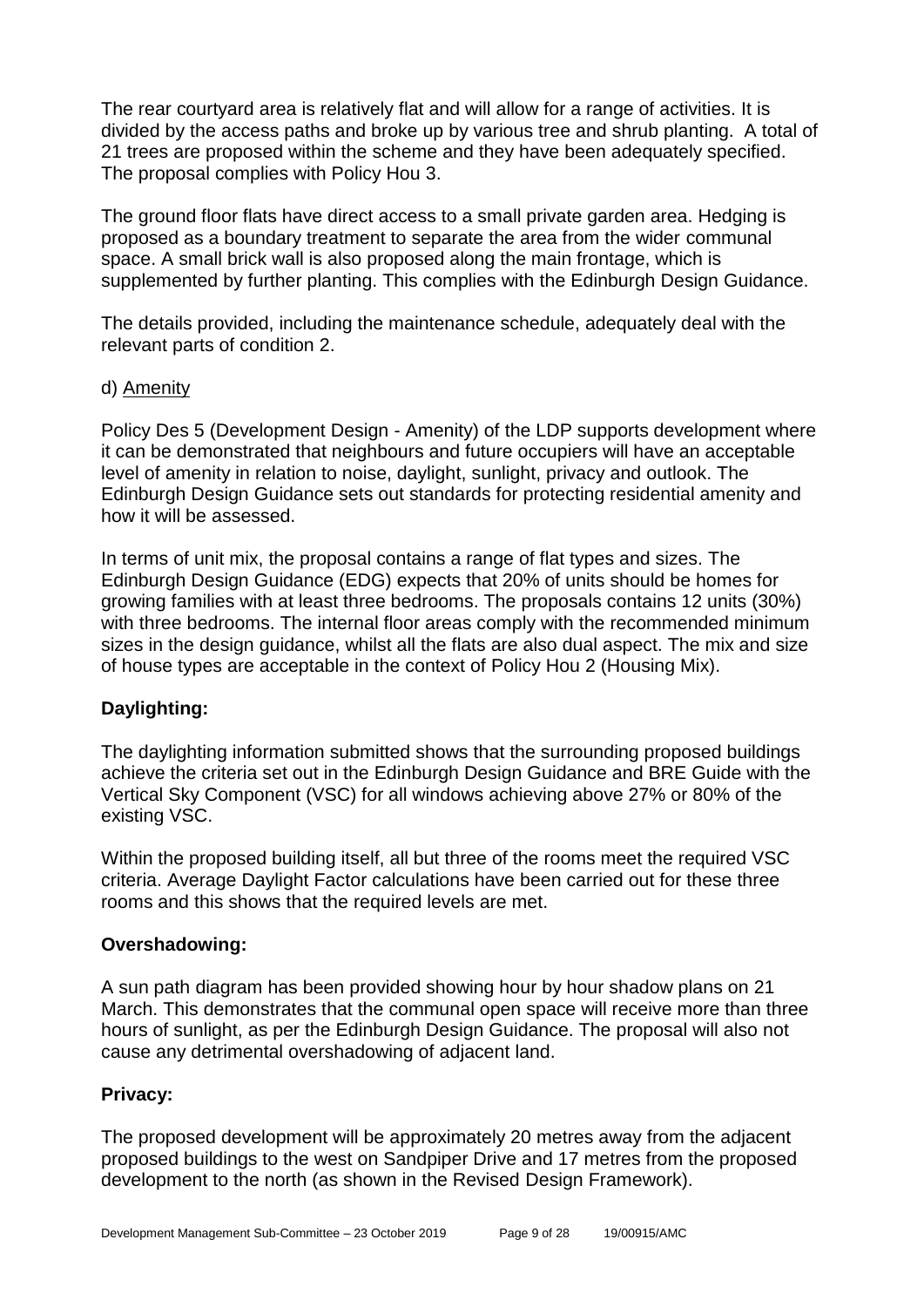The rear courtyard area is relatively flat and will allow for a range of activities. It is divided by the access paths and broke up by various tree and shrub planting. A total of 21 trees are proposed within the scheme and they have been adequately specified. The proposal complies with Policy Hou 3.

The ground floor flats have direct access to a small private garden area. Hedging is proposed as a boundary treatment to separate the area from the wider communal space. A small brick wall is also proposed along the main frontage, which is supplemented by further planting. This complies with the Edinburgh Design Guidance.

The details provided, including the maintenance schedule, adequately deal with the relevant parts of condition 2.

d) Amenity

Policy Des 5 (Development Design - Amenity) of the LDP supports development where it can be demonstrated that neighbours and future occupiers will have an acceptable level of amenity in relation to noise, daylight, sunlight, privacy and outlook. The Edinburgh Design Guidance sets out standards for protecting residential amenity and how it will be assessed.

In terms of unit mix, the proposal contains a range of flat types and sizes. The Edinburgh Design Guidance (EDG) expects that 20% of units should be homes for growing families with at least three bedrooms. The proposals contains 12 units (30%) with three bedrooms. The internal floor areas comply with the recommended minimum sizes in the design guidance, whilst all the flats are also dual aspect. The mix and size of house types are acceptable in the context of Policy Hou 2 (Housing Mix).

**Daylighting:**

The daylighting information submitted shows that the surrounding proposed buildings achieve the criteria set out in the Edinburgh Design Guidance and BRE Guide with the Vertical Sky Component (VSC) for all windows achieving above 27% or 80% of the existing VSC.

Within the proposed building itself, all but three of the rooms meet the required VSC criteria. Average Daylight Factor calculations have been carried out for these three rooms and this shows that the required levels are met.

**Overshadowing:**

A sun path diagram has been provided showing hour by hour shadow plans on 21 March. This demonstrates that the communal open space will receive more than three hours of sunlight, as per the Edinburgh Design Guidance. The proposal will also not cause any detrimental overshadowing of adjacent land.

**Privacy:**

The proposed development will be approximately 20 metres away from the adjacent proposed buildings to the west on Sandpiper Drive and 17 metres from the proposed development to the north (as shown in the Revised Design Framework).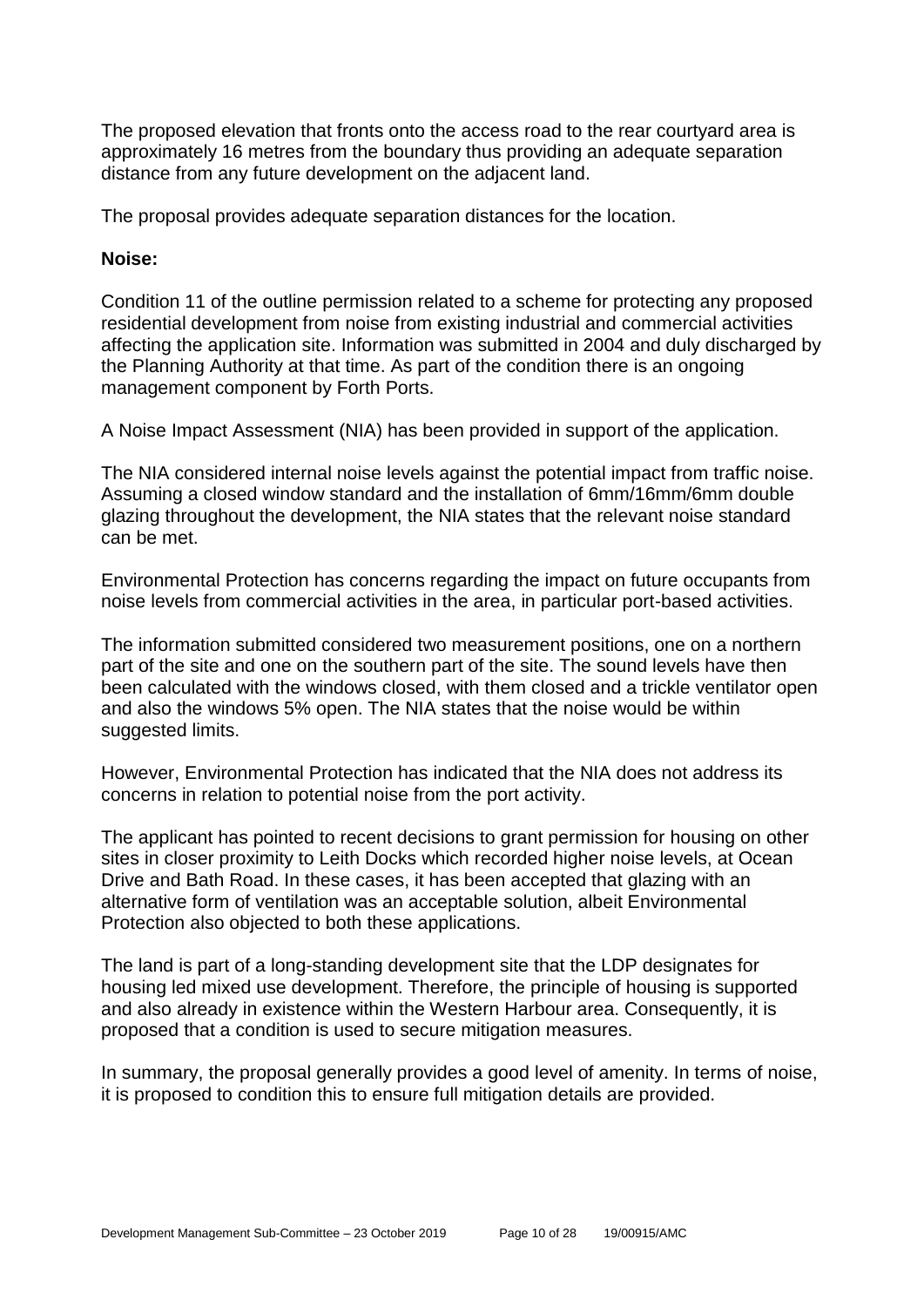The proposed elevation that fronts onto the access road to the rear courtyard area is approximately 16 metres from the boundary thus providing an adequate separation distance from any future development on the adjacent land.

The proposal provides adequate separation distances for the location.

**Noise:**

Condition 11 of the outline permission related to a scheme for protecting any proposed residential development from noise from existing industrial and commercial activities affecting the application site. Information was submitted in 2004 and duly discharged by the Planning Authority at that time. As part of the condition there is an ongoing management component by Forth Ports.

A Noise Impact Assessment (NIA) has been provided in support of the application.

The NIA considered internal noise levels against the potential impact from traffic noise. Assuming a closed window standard and the installation of 6mm/16mm/6mm double glazing throughout the development, the NIA states that the relevant noise standard can be met.

Environmental Protection has concerns regarding the impact on future occupants from noise levels from commercial activities in the area, in particular port-based activities.

The information submitted considered two measurement positions, one on a northern part of the site and one on the southern part of the site. The sound levels have then been calculated with the windows closed, with them closed and a trickle ventilator open and also the windows 5% open. The NIA states that the noise would be within suggested limits.

However, Environmental Protection has indicated that the NIA does not address its concerns in relation to potential noise from the port activity.

The applicant has pointed to recent decisions to grant permission for housing on other sites in closer proximity to Leith Docks which recorded higher noise levels, at Ocean Drive and Bath Road. In these cases, it has been accepted that glazing with an alternative form of ventilation was an acceptable solution, albeit Environmental Protection also objected to both these applications.

The land is part of a long-standing development site that the LDP designates for housing led mixed use development. Therefore, the principle of housing is supported and also already in existence within the Western Harbour area. Consequently, it is proposed that a condition is used to secure mitigation measures.

In summary, the proposal generally provides a good level of amenity. In terms of noise, it is proposed to condition this to ensure full mitigation details are provided.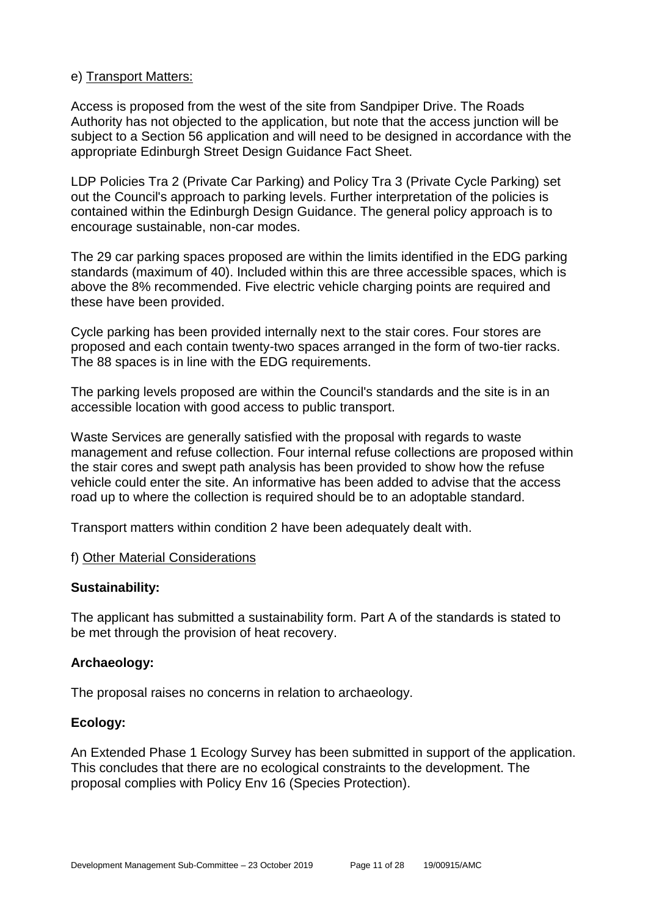e) Transport Matters:

Access is proposed from the west of the site from Sandpiper Drive. The Roads Authority has not objected to the application, but note that the access junction will be subject to a Section 56 application and will need to be designed in accordance with the appropriate Edinburgh Street Design Guidance Fact Sheet.

LDP Policies Tra 2 (Private Car Parking) and Policy Tra 3 (Private Cycle Parking) set out the Council's approach to parking levels. Further interpretation of the policies is contained within the Edinburgh Design Guidance. The general policy approach is to encourage sustainable, non-car modes.

The 29 car parking spaces proposed are within the limits identified in the EDG parking standards (maximum of 40). Included within this are three accessible spaces, which is above the 8% recommended. Five electric vehicle charging points are required and these have been provided.

Cycle parking has been provided internally next to the stair cores. Four stores are proposed and each contain twenty-two spaces arranged in the form of two-tier racks. The 88 spaces is in line with the EDG requirements.

The parking levels proposed are within the Council's standards and the site is in an accessible location with good access to public transport.

Waste Services are generally satisfied with the proposal with regards to waste management and refuse collection. Four internal refuse collections are proposed within the stair cores and swept path analysis has been provided to show how the refuse vehicle could enter the site. An informative has been added to advise that the access road up to where the collection is required should be to an adoptable standard.

Transport matters within condition 2 have been adequately dealt with.

f) Other Material Considerations

**Sustainability:**

The applicant has submitted a sustainability form. Part A of the standards is stated to be met through the provision of heat recovery.

**Archaeology:**

The proposal raises no concerns in relation to archaeology.

**Ecology:**

An Extended Phase 1 Ecology Survey has been submitted in support of the application. This concludes that there are no ecological constraints to the development. The proposal complies with Policy Env 16 (Species Protection).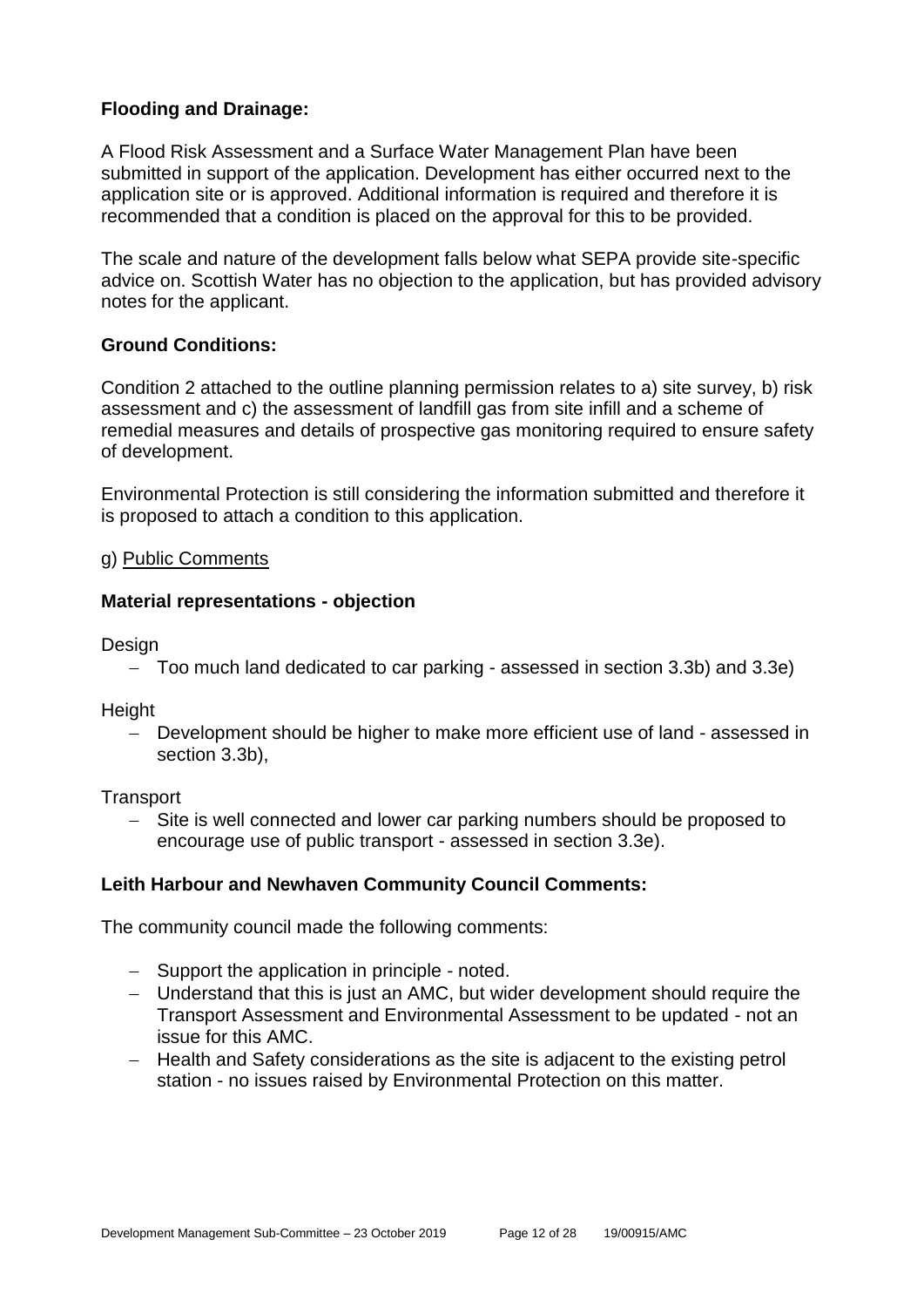**Flooding and Drainage:**

A Flood Risk Assessment and a Surface Water Management Plan have been submitted in support of the application. Development has either occurred next to the application site or is approved. Additional information is required and therefore it is recommended that a condition is placed on the approval for this to be provided.

The scale and nature of the development falls below what SEPA provide site-specific advice on. Scottish Water has no objection to the application, but has provided advisory notes for the applicant.

**Ground Conditions:**

Condition 2 attached to the outline planning permission relates to a) site survey, b) risk assessment and c) the assessment of landfill gas from site infill and a scheme of remedial measures and details of prospective gas monitoring required to ensure safety of development.

Environmental Protection is still considering the information submitted and therefore it is proposed to attach a condition to this application.

g) Public Comments

**Material representations - objection**

Design

- Too much land dedicated to car parking - assessed in section 3.3b) and 3.3e)

Height

- Development should be higher to make more efficient use of land - assessed in section 3.3b),

Transport

- Site is well connected and lower car parking numbers should be proposed to encourage use of public transport - assessed in section 3.3e).

**Leith Harbour and Newhaven Community Council Comments:**

The community council made the following comments:

- Support the application in principle - noted.
- Understand that this is just an AMC, but wider development should require the Transport Assessment and Environmental Assessment to be updated - not an issue for this AMC.
- Health and Safety considerations as the site is adjacent to the existing petrol station - no issues raised by Environmental Protection on this matter.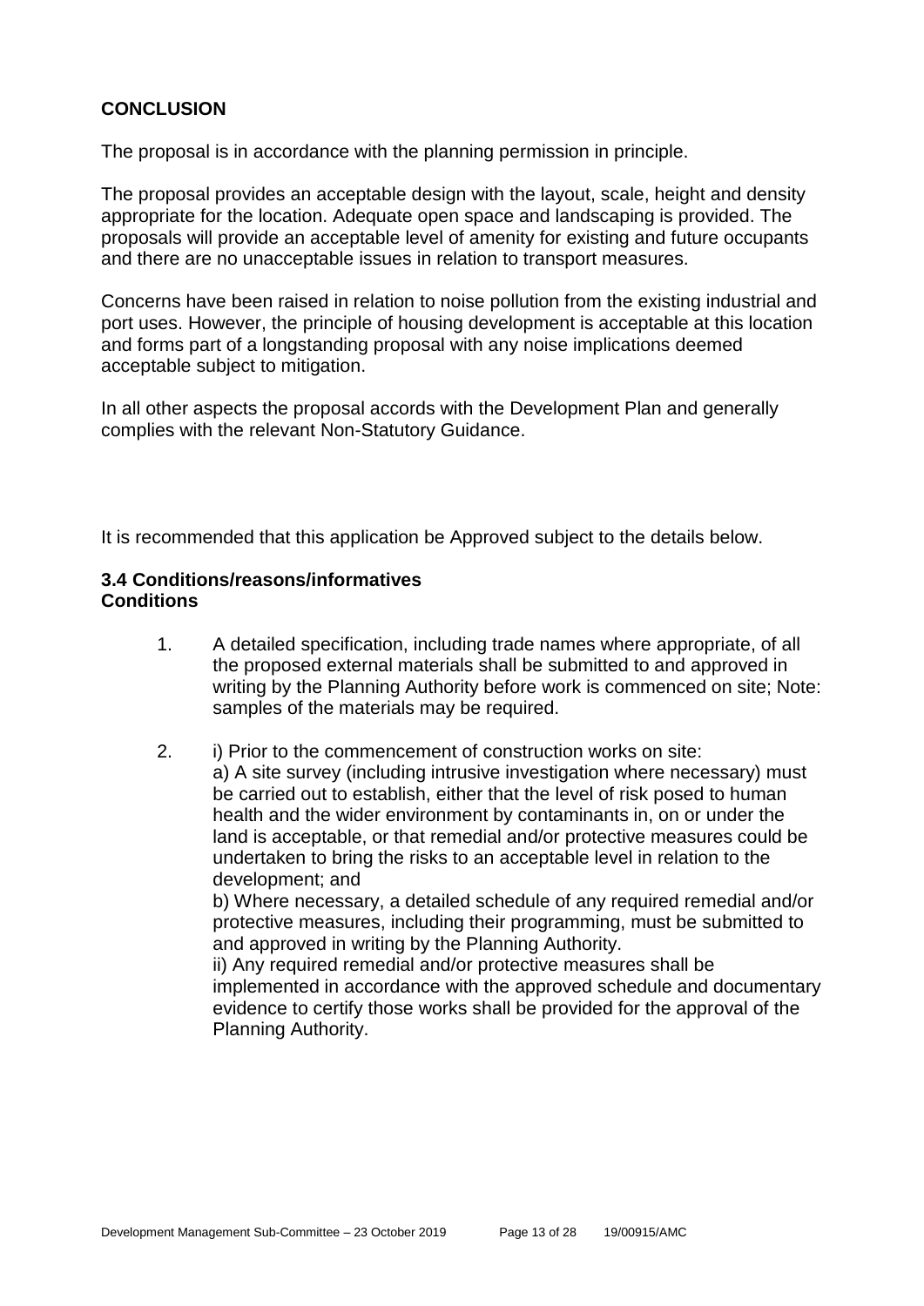## CONCLUSION

The proposal is in accordance with the planning permission in principle.

The proposal provides an acceptable design with the layout, scale, height and density appropriate for the location. Adequate open space and landscaping is provided. The proposals will provide an acceptable level of amenity for existing and future occupants and there are no unacceptable issues in relation to transport measures.

Concerns have been raised in relation to noise pollution from the existing industrial and port uses. However, the principle of housing development is acceptable at this location and forms part of a longstanding proposal with any noise implications deemed acceptable subject to mitigation.

In all other aspects the proposal accords with the Development Plan and generally complies with the relevant Non-Statutory Guidance.

It is recommended that this application be Approved subject to the details below.

### 3.4 Conditions/reasons/informatives
### Conditions

1. A detailed specification, including trade names where appropriate, of all the proposed external materials shall be submitted to and approved in writing by the Planning Authority before work is commenced on site; Note: samples of the materials may be required.

2. i) Prior to the commencement of construction works on site:
   a) A site survey (including intrusive investigation where necessary) must be carried out to establish, either that the level of risk posed to human health and the wider environment by contaminants in, on or under the land is acceptable, or that remedial and/or protective measures could be undertaken to bring the risks to an acceptable level in relation to the development; and
   b) Where necessary, a detailed schedule of any required remedial and/or protective measures, including their programming, must be submitted to and approved in writing by the Planning Authority.
   ii) Any required remedial and/or protective measures shall be implemented in accordance with the approved schedule and documentary evidence to certify those works shall be provided for the approval of the Planning Authority.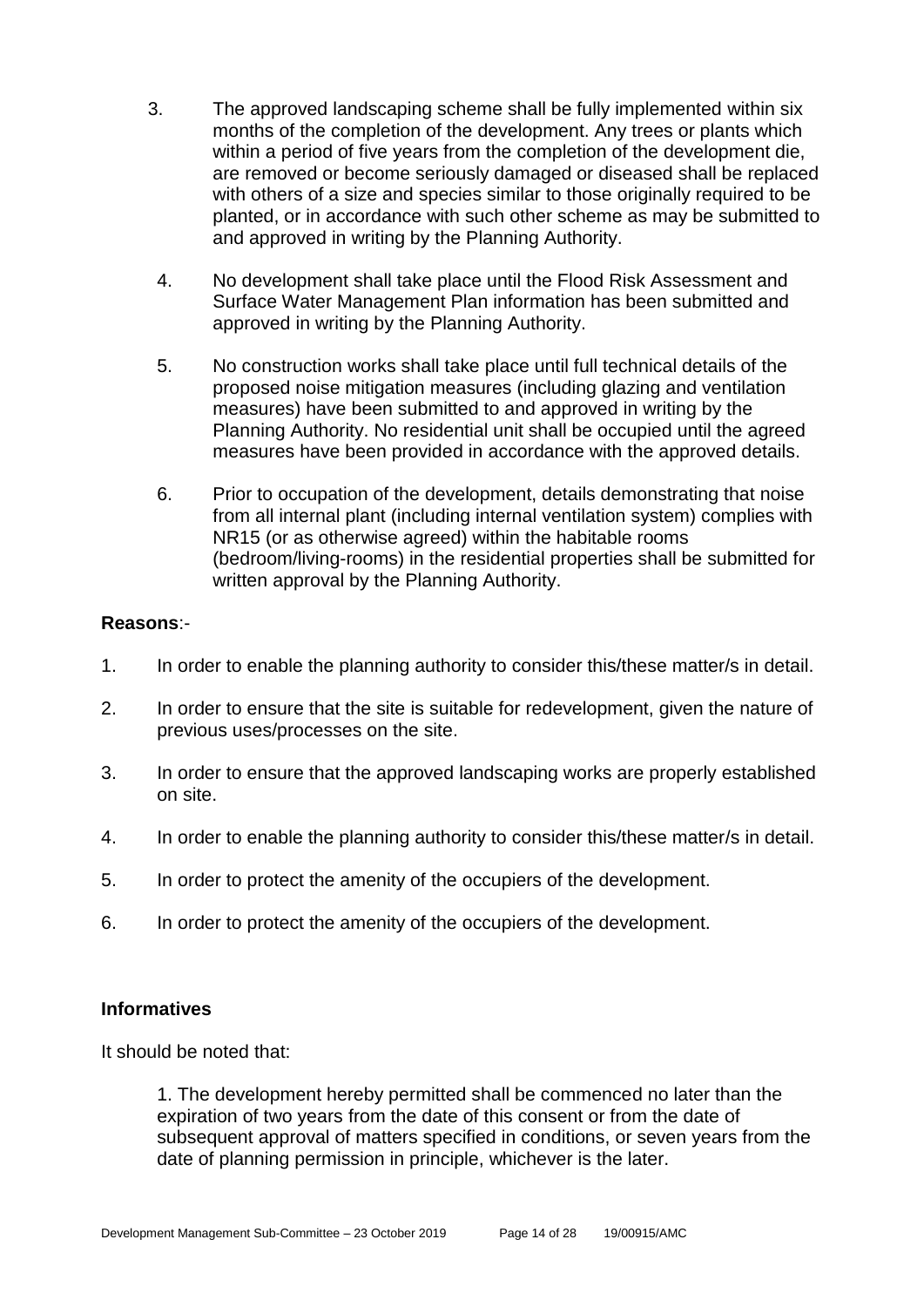3. The approved landscaping scheme shall be fully implemented within six months of the completion of the development. Any trees or plants which within a period of five years from the completion of the development die, are removed or become seriously damaged or diseased shall be replaced with others of a size and species similar to those originally required to be planted, or in accordance with such other scheme as may be submitted to and approved in writing by the Planning Authority.

4. No development shall take place until the Flood Risk Assessment and Surface Water Management Plan information has been submitted and approved in writing by the Planning Authority.

5. No construction works shall take place until full technical details of the proposed noise mitigation measures (including glazing and ventilation measures) have been submitted to and approved in writing by the Planning Authority. No residential unit shall be occupied until the agreed measures have been provided in accordance with the approved details.

6. Prior to occupation of the development, details demonstrating that noise from all internal plant (including internal ventilation system) complies with NR15 (or as otherwise agreed) within the habitable rooms (bedroom/living-rooms) in the residential properties shall be submitted for written approval by the Planning Authority.

**Reasons**:-

1. In order to enable the planning authority to consider this/these matter/s in detail.
2. In order to ensure that the site is suitable for redevelopment, given the nature of previous uses/processes on the site.
3. In order to ensure that the approved landscaping works are properly established on site.
4. In order to enable the planning authority to consider this/these matter/s in detail.
5. In order to protect the amenity of the occupiers of the development.
6. In order to protect the amenity of the occupiers of the development.

**Informatives**

It should be noted that:

1. The development hereby permitted shall be commenced no later than the expiration of two years from the date of this consent or from the date of subsequent approval of matters specified in conditions, or seven years from the date of planning permission in principle, whichever is the later.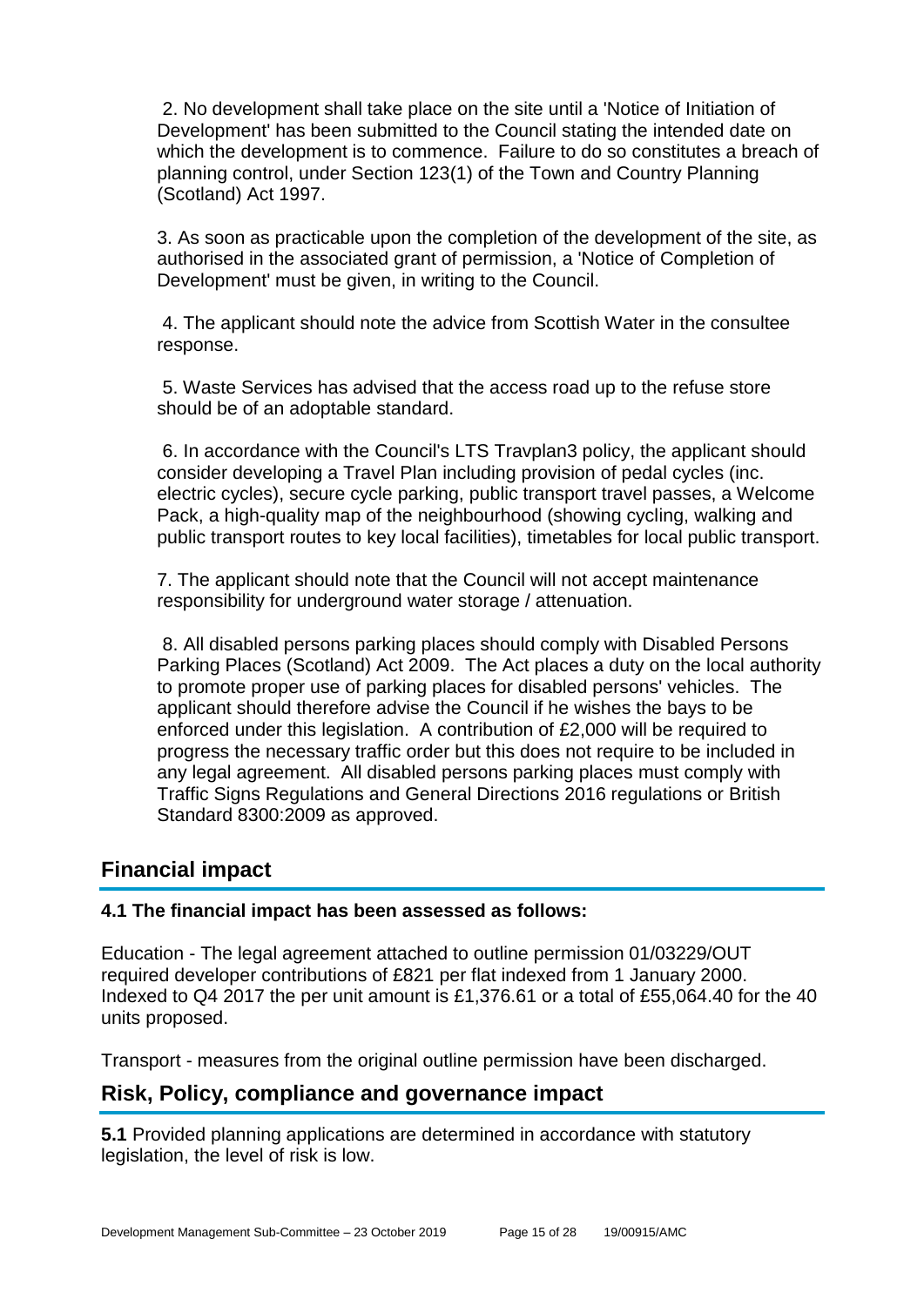2. No development shall take place on the site until a 'Notice of Initiation of Development' has been submitted to the Council stating the intended date on which the development is to commence. Failure to do so constitutes a breach of planning control, under Section 123(1) of the Town and Country Planning (Scotland) Act 1997.

3. As soon as practicable upon the completion of the development of the site, as authorised in the associated grant of permission, a 'Notice of Completion of Development' must be given, in writing to the Council.

4. The applicant should note the advice from Scottish Water in the consultee response.

5. Waste Services has advised that the access road up to the refuse store should be of an adoptable standard.

6. In accordance with the Council's LTS Travplan3 policy, the applicant should consider developing a Travel Plan including provision of pedal cycles (inc. electric cycles), secure cycle parking, public transport travel passes, a Welcome Pack, a high-quality map of the neighbourhood (showing cycling, walking and public transport routes to key local facilities), timetables for local public transport.

7. The applicant should note that the Council will not accept maintenance responsibility for underground water storage / attenuation.

8. All disabled persons parking places should comply with Disabled Persons Parking Places (Scotland) Act 2009. The Act places a duty on the local authority to promote proper use of parking places for disabled persons' vehicles. The applicant should therefore advise the Council if he wishes the bays to be enforced under this legislation. A contribution of £2,000 will be required to progress the necessary traffic order but this does not require to be included in any legal agreement. All disabled persons parking places must comply with Traffic Signs Regulations and General Directions 2016 regulations or British Standard 8300:2009 as approved.

## Financial impact

**4.1 The financial impact has been assessed as follows:**

Education - The legal agreement attached to outline permission 01/03229/OUT required developer contributions of £821 per flat indexed from 1 January 2000. Indexed to Q4 2017 the per unit amount is £1,376.61 or a total of £55,064.40 for the 40 units proposed.

Transport - measures from the original outline permission have been discharged.

## Risk, Policy, compliance and governance impact

**5.1** Provided planning applications are determined in accordance with statutory legislation, the level of risk is low.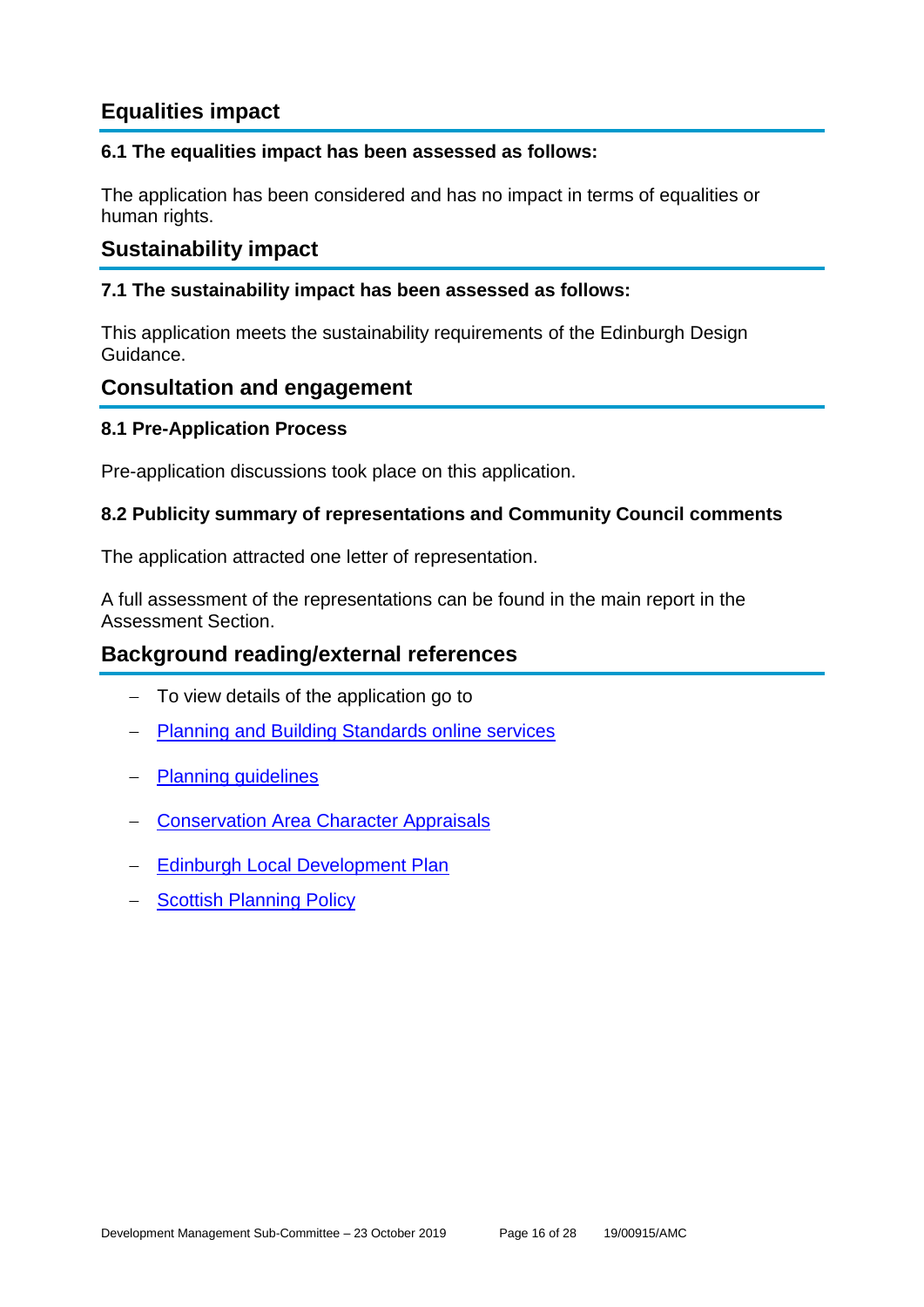## Equalities impact

### 6.1 The equalities impact has been assessed as follows:

The application has been considered and has no impact in terms of equalities or human rights.

## Sustainability impact

### 7.1 The sustainability impact has been assessed as follows:

This application meets the sustainability requirements of the Edinburgh Design Guidance.

## Consultation and engagement

### 8.1 Pre-Application Process

Pre-application discussions took place on this application.

### 8.2 Publicity summary of representations and Community Council comments

The application attracted one letter of representation.

A full assessment of the representations can be found in the main report in the Assessment Section.

## Background reading/external references

- To view details of the application go to
- Planning and Building Standards online services
- Planning guidelines
- Conservation Area Character Appraisals
- Edinburgh Local Development Plan
- Scottish Planning Policy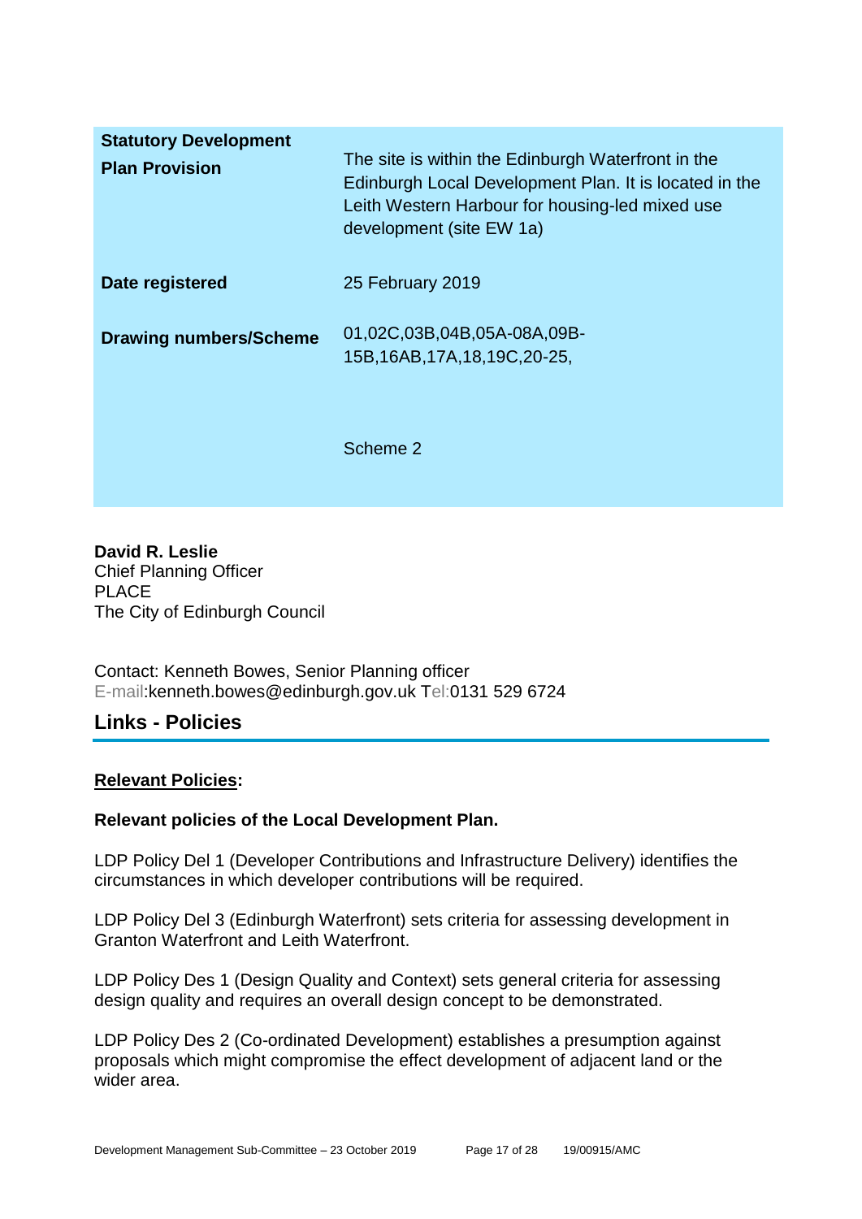| | |
|---|---|
| **Statutory Development Plan Provision** | The site is within the Edinburgh Waterfront in the Edinburgh Local Development Plan. It is located in the Leith Western Harbour for housing-led mixed use development (site EW 1a) |
| **Date registered** | 25 February 2019 |
| **Drawing numbers/Scheme** | 01,02C,03B,04B,05A-08A,09B-15B,16AB,17A,18,19C,20-25,<br><br>Scheme 2 |

**David R. Leslie**
Chief Planning Officer
PLACE
The City of Edinburgh Council

Contact: Kenneth Bowes, Senior Planning officer
E-mail:kenneth.bowes@edinburgh.gov.uk Tel:0131 529 6724

## Links - Policies

**Relevant Policies:**

**Relevant policies of the Local Development Plan.**

LDP Policy Del 1 (Developer Contributions and Infrastructure Delivery) identifies the circumstances in which developer contributions will be required.

LDP Policy Del 3 (Edinburgh Waterfront) sets criteria for assessing development in Granton Waterfront and Leith Waterfront.

LDP Policy Des 1 (Design Quality and Context) sets general criteria for assessing design quality and requires an overall design concept to be demonstrated.

LDP Policy Des 2 (Co-ordinated Development) establishes a presumption against proposals which might compromise the effect development of adjacent land or the wider area.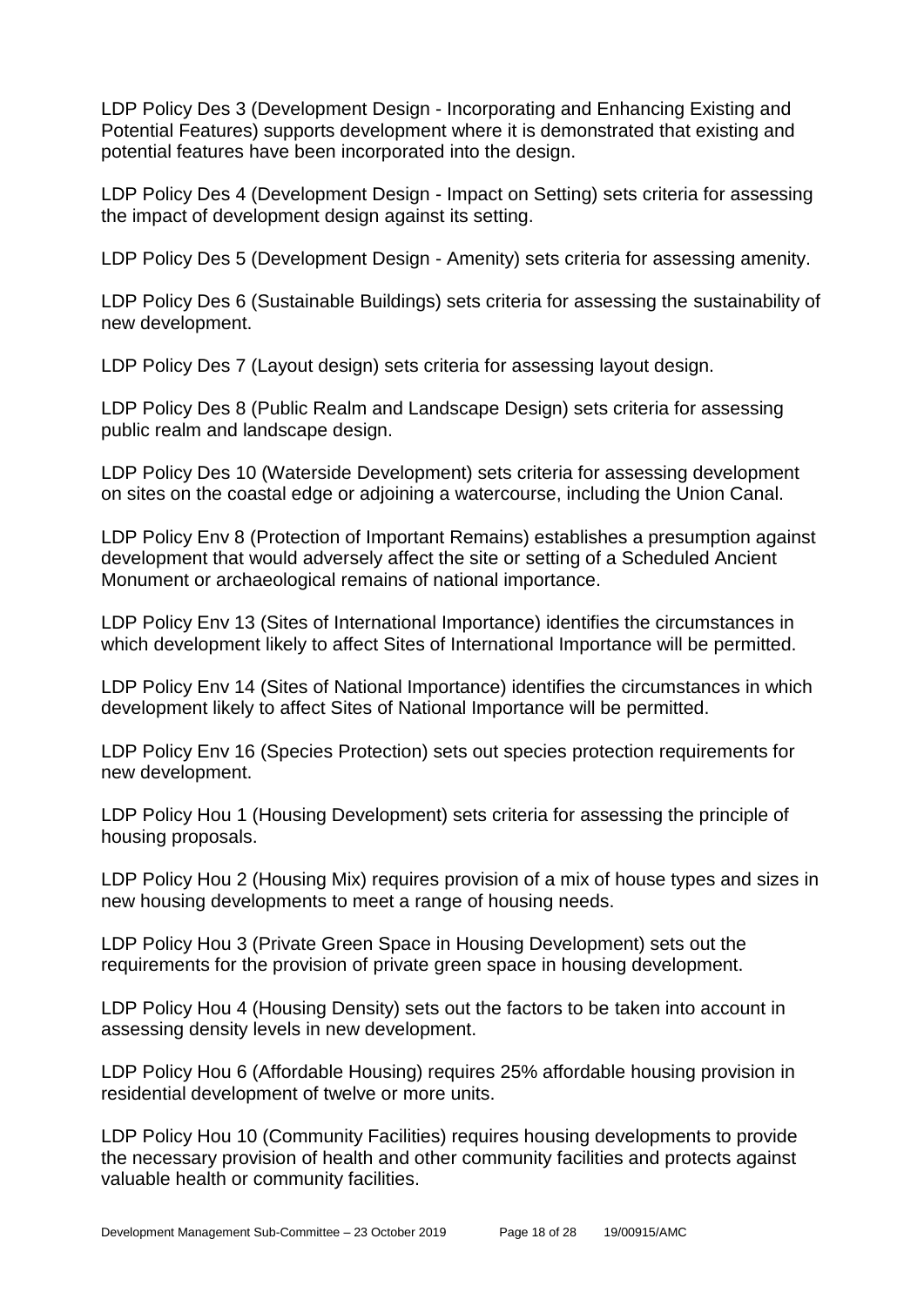LDP Policy Des 3 (Development Design - Incorporating and Enhancing Existing and Potential Features) supports development where it is demonstrated that existing and potential features have been incorporated into the design.

LDP Policy Des 4 (Development Design - Impact on Setting) sets criteria for assessing the impact of development design against its setting.

LDP Policy Des 5 (Development Design - Amenity) sets criteria for assessing amenity.

LDP Policy Des 6 (Sustainable Buildings) sets criteria for assessing the sustainability of new development.

LDP Policy Des 7 (Layout design) sets criteria for assessing layout design.

LDP Policy Des 8 (Public Realm and Landscape Design) sets criteria for assessing public realm and landscape design.

LDP Policy Des 10 (Waterside Development) sets criteria for assessing development on sites on the coastal edge or adjoining a watercourse, including the Union Canal.

LDP Policy Env 8 (Protection of Important Remains) establishes a presumption against development that would adversely affect the site or setting of a Scheduled Ancient Monument or archaeological remains of national importance.

LDP Policy Env 13 (Sites of International Importance) identifies the circumstances in which development likely to affect Sites of International Importance will be permitted.

LDP Policy Env 14 (Sites of National Importance) identifies the circumstances in which development likely to affect Sites of National Importance will be permitted.

LDP Policy Env 16 (Species Protection) sets out species protection requirements for new development.

LDP Policy Hou 1 (Housing Development) sets criteria for assessing the principle of housing proposals.

LDP Policy Hou 2 (Housing Mix) requires provision of a mix of house types and sizes in new housing developments to meet a range of housing needs.

LDP Policy Hou 3 (Private Green Space in Housing Development) sets out the requirements for the provision of private green space in housing development.

LDP Policy Hou 4 (Housing Density) sets out the factors to be taken into account in assessing density levels in new development.

LDP Policy Hou 6 (Affordable Housing) requires 25% affordable housing provision in residential development of twelve or more units.

LDP Policy Hou 10 (Community Facilities) requires housing developments to provide the necessary provision of health and other community facilities and protects against valuable health or community facilities.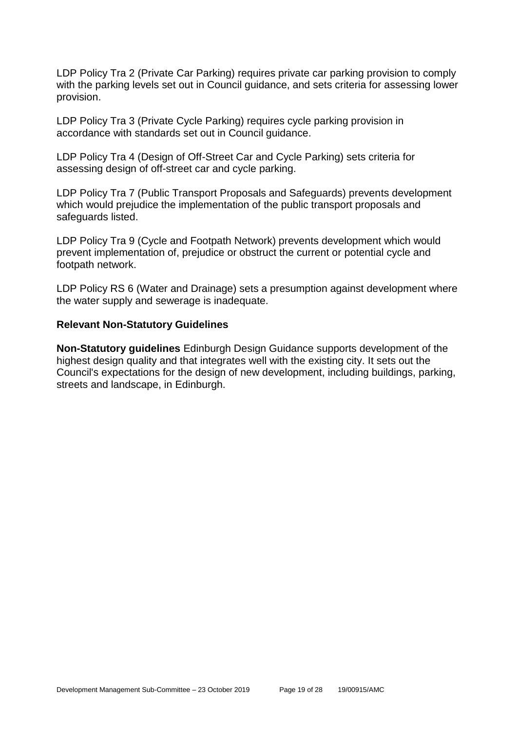LDP Policy Tra 2 (Private Car Parking) requires private car parking provision to comply with the parking levels set out in Council guidance, and sets criteria for assessing lower provision.

LDP Policy Tra 3 (Private Cycle Parking) requires cycle parking provision in accordance with standards set out in Council guidance.

LDP Policy Tra 4 (Design of Off-Street Car and Cycle Parking) sets criteria for assessing design of off-street car and cycle parking.

LDP Policy Tra 7 (Public Transport Proposals and Safeguards) prevents development which would prejudice the implementation of the public transport proposals and safeguards listed.

LDP Policy Tra 9 (Cycle and Footpath Network) prevents development which would prevent implementation of, prejudice or obstruct the current or potential cycle and footpath network.

LDP Policy RS 6 (Water and Drainage) sets a presumption against development where the water supply and sewerage is inadequate.

**Relevant Non-Statutory Guidelines**

**Non-Statutory guidelines** Edinburgh Design Guidance supports development of the highest design quality and that integrates well with the existing city. It sets out the Council's expectations for the design of new development, including buildings, parking, streets and landscape, in Edinburgh.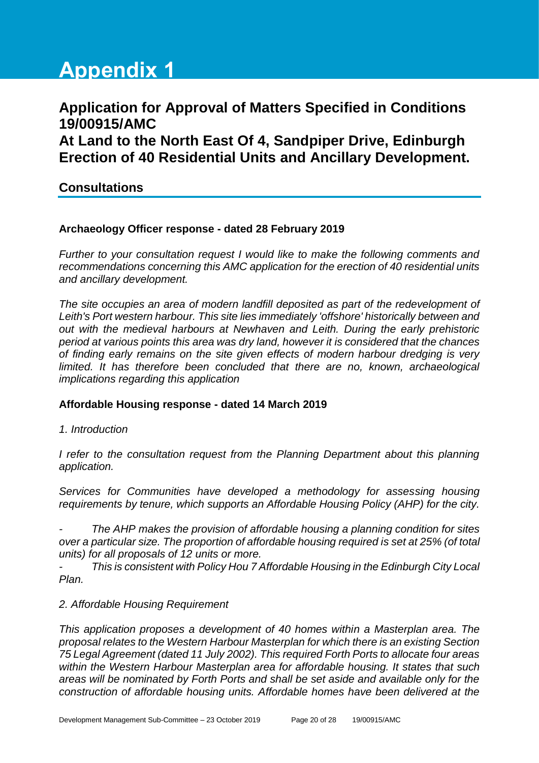# Appendix 1

## Application for Approval of Matters Specified in Conditions 19/00915/AMC
## At Land to the North East Of 4, Sandpiper Drive, Edinburgh
## Erection of 40 Residential Units and Ancillary Development.

### Consultations

**Archaeology Officer response - dated 28 February 2019**

*Further to your consultation request I would like to make the following comments and recommendations concerning this AMC application for the erection of 40 residential units and ancillary development.*

*The site occupies an area of modern landfill deposited as part of the redevelopment of Leith's Port western harbour. This site lies immediately 'offshore' historically between and out with the medieval harbours at Newhaven and Leith. During the early prehistoric period at various points this area was dry land, however it is considered that the chances of finding early remains on the site given effects of modern harbour dredging is very limited. It has therefore been concluded that there are no, known, archaeological implications regarding this application*

**Affordable Housing response - dated 14 March 2019**

*1. Introduction*

*I refer to the consultation request from the Planning Department about this planning application.*

*Services for Communities have developed a methodology for assessing housing requirements by tenure, which supports an Affordable Housing Policy (AHP) for the city.*

- *The AHP makes the provision of affordable housing a planning condition for sites over a particular size. The proportion of affordable housing required is set at 25% (of total units) for all proposals of 12 units or more.*
- *This is consistent with Policy Hou 7 Affordable Housing in the Edinburgh City Local Plan.*

*2. Affordable Housing Requirement*

*This application proposes a development of 40 homes within a Masterplan area. The proposal relates to the Western Harbour Masterplan for which there is an existing Section 75 Legal Agreement (dated 11 July 2002). This required Forth Ports to allocate four areas within the Western Harbour Masterplan area for affordable housing. It states that such areas will be nominated by Forth Ports and shall be set aside and available only for the construction of affordable housing units. Affordable homes have been delivered at the*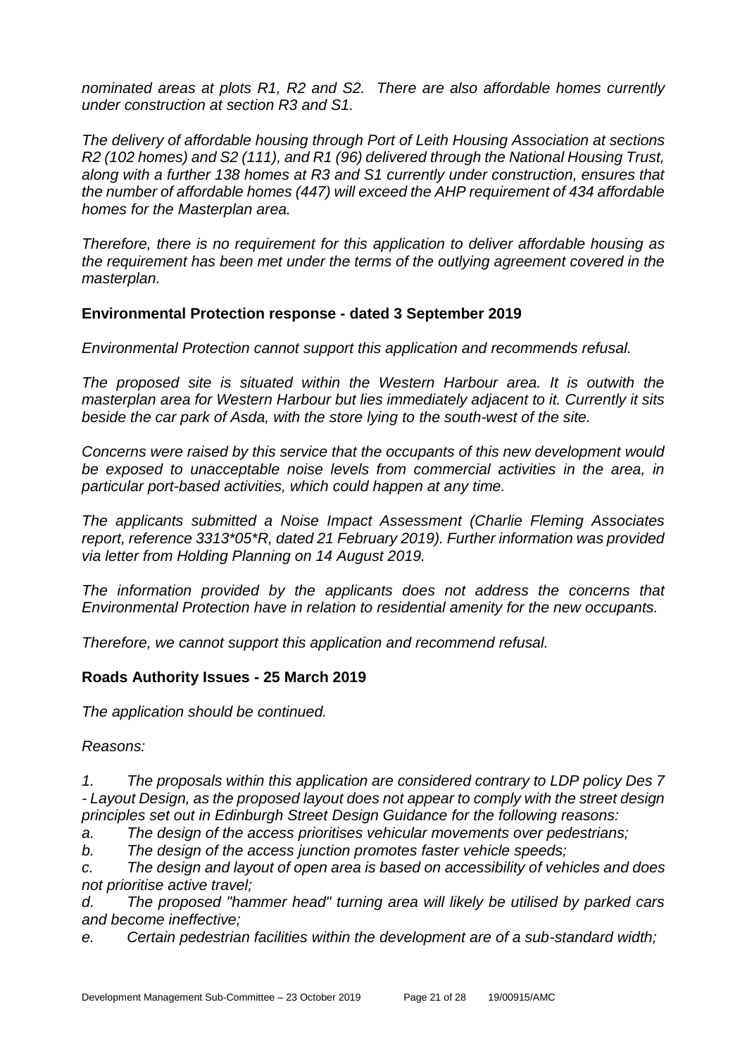*nominated areas at plots R1, R2 and S2. There are also affordable homes currently under construction at section R3 and S1.*

*The delivery of affordable housing through Port of Leith Housing Association at sections R2 (102 homes) and S2 (111), and R1 (96) delivered through the National Housing Trust, along with a further 138 homes at R3 and S1 currently under construction, ensures that the number of affordable homes (447) will exceed the AHP requirement of 434 affordable homes for the Masterplan area.*

*Therefore, there is no requirement for this application to deliver affordable housing as the requirement has been met under the terms of the outlying agreement covered in the masterplan.*

**Environmental Protection response - dated 3 September 2019**

*Environmental Protection cannot support this application and recommends refusal.*

*The proposed site is situated within the Western Harbour area. It is outwith the masterplan area for Western Harbour but lies immediately adjacent to it. Currently it sits beside the car park of Asda, with the store lying to the south-west of the site.*

*Concerns were raised by this service that the occupants of this new development would be exposed to unacceptable noise levels from commercial activities in the area, in particular port-based activities, which could happen at any time.*

*The applicants submitted a Noise Impact Assessment (Charlie Fleming Associates report, reference 3313*05*R, dated 21 February 2019). Further information was provided via letter from Holding Planning on 14 August 2019.*

*The information provided by the applicants does not address the concerns that Environmental Protection have in relation to residential amenity for the new occupants.*

*Therefore, we cannot support this application and recommend refusal.*

**Roads Authority Issues - 25 March 2019**

*The application should be continued.*

*Reasons:*

*1. The proposals within this application are considered contrary to LDP policy Des 7 - Layout Design, as the proposed layout does not appear to comply with the street design principles set out in Edinburgh Street Design Guidance for the following reasons:*

*a. The design of the access prioritises vehicular movements over pedestrians;*

*b. The design of the access junction promotes faster vehicle speeds;*

*c. The design and layout of open area is based on accessibility of vehicles and does not prioritise active travel;*

*d. The proposed "hammer head" turning area will likely be utilised by parked cars and become ineffective;*

*e. Certain pedestrian facilities within the development are of a sub-standard width;*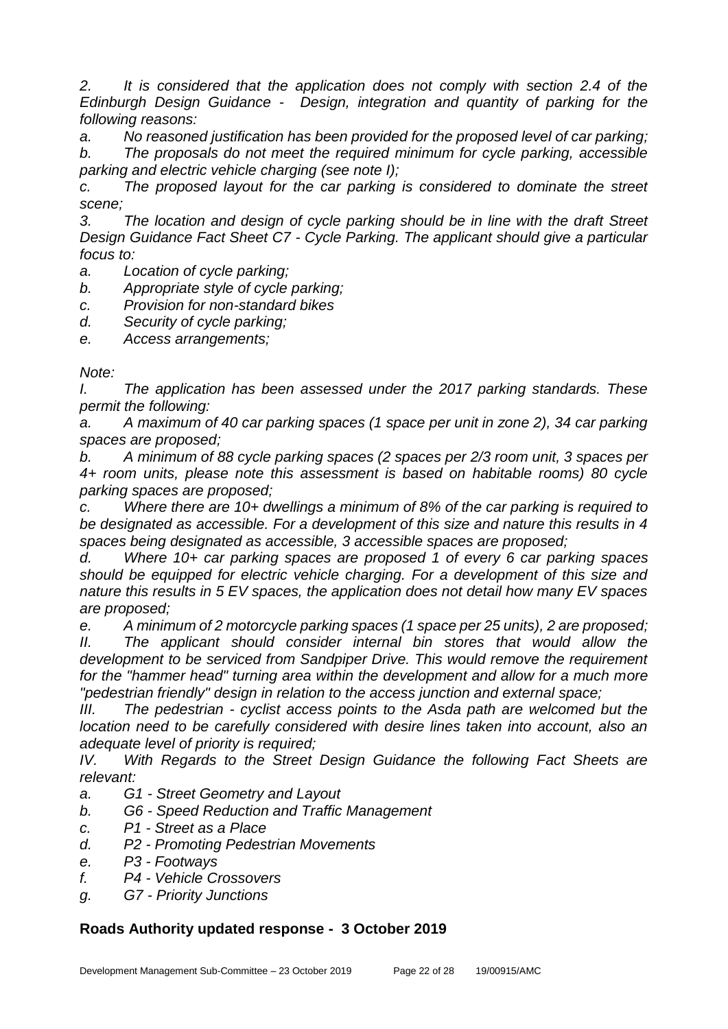*2. It is considered that the application does not comply with section 2.4 of the Edinburgh Design Guidance - Design, integration and quantity of parking for the following reasons:*

*a. No reasoned justification has been provided for the proposed level of car parking;*

*b. The proposals do not meet the required minimum for cycle parking, accessible parking and electric vehicle charging (see note I);*

*c. The proposed layout for the car parking is considered to dominate the street scene;*

*3. The location and design of cycle parking should be in line with the draft Street Design Guidance Fact Sheet C7 - Cycle Parking. The applicant should give a particular focus to:*

*a. Location of cycle parking;*

*b. Appropriate style of cycle parking;*

*c. Provision for non-standard bikes*

*d. Security of cycle parking;*

*e. Access arrangements;*

*Note:*

*I. The application has been assessed under the 2017 parking standards. These permit the following:*

*a. A maximum of 40 car parking spaces (1 space per unit in zone 2), 34 car parking spaces are proposed;*

*b. A minimum of 88 cycle parking spaces (2 spaces per 2/3 room unit, 3 spaces per 4+ room units, please note this assessment is based on habitable rooms) 80 cycle parking spaces are proposed;*

*c. Where there are 10+ dwellings a minimum of 8% of the car parking is required to be designated as accessible. For a development of this size and nature this results in 4 spaces being designated as accessible, 3 accessible spaces are proposed;*

*d. Where 10+ car parking spaces are proposed 1 of every 6 car parking spaces should be equipped for electric vehicle charging. For a development of this size and nature this results in 5 EV spaces, the application does not detail how many EV spaces are proposed;*

*e. A minimum of 2 motorcycle parking spaces (1 space per 25 units), 2 are proposed;*

*II. The applicant should consider internal bin stores that would allow the development to be serviced from Sandpiper Drive. This would remove the requirement for the "hammer head" turning area within the development and allow for a much more "pedestrian friendly" design in relation to the access junction and external space;*

*III. The pedestrian - cyclist access points to the Asda path are welcomed but the location need to be carefully considered with desire lines taken into account, also an adequate level of priority is required;*

*IV. With Regards to the Street Design Guidance the following Fact Sheets are relevant:*

*a. G1 - Street Geometry and Layout*

*b. G6 - Speed Reduction and Traffic Management*

*c. P1 - Street as a Place*

*d. P2 - Promoting Pedestrian Movements*

*e. P3 - Footways*

*f. P4 - Vehicle Crossovers*

*g. G7 - Priority Junctions*

**Roads Authority updated response - 3 October 2019**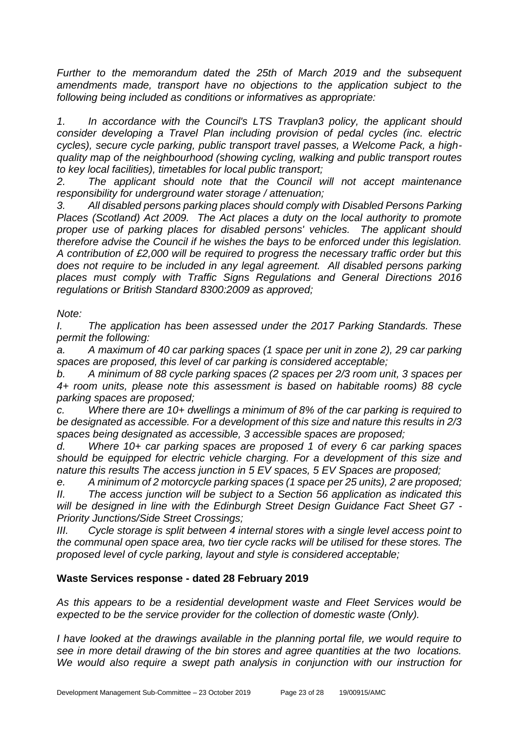*Further to the memorandum dated the 25th of March 2019 and the subsequent amendments made, transport have no objections to the application subject to the following being included as conditions or informatives as appropriate:*

*1. In accordance with the Council's LTS Travplan3 policy, the applicant should consider developing a Travel Plan including provision of pedal cycles (inc. electric cycles), secure cycle parking, public transport travel passes, a Welcome Pack, a high-quality map of the neighbourhood (showing cycling, walking and public transport routes to key local facilities), timetables for local public transport;*

*2. The applicant should note that the Council will not accept maintenance responsibility for underground water storage / attenuation;*

*3. All disabled persons parking places should comply with Disabled Persons Parking Places (Scotland) Act 2009. The Act places a duty on the local authority to promote proper use of parking places for disabled persons' vehicles. The applicant should therefore advise the Council if he wishes the bays to be enforced under this legislation. A contribution of £2,000 will be required to progress the necessary traffic order but this does not require to be included in any legal agreement. All disabled persons parking places must comply with Traffic Signs Regulations and General Directions 2016 regulations or British Standard 8300:2009 as approved;*

*Note:*

*I. The application has been assessed under the 2017 Parking Standards. These permit the following:*

*a. A maximum of 40 car parking spaces (1 space per unit in zone 2), 29 car parking spaces are proposed, this level of car parking is considered acceptable;*

*b. A minimum of 88 cycle parking spaces (2 spaces per 2/3 room unit, 3 spaces per 4+ room units, please note this assessment is based on habitable rooms) 88 cycle parking spaces are proposed;*

*c. Where there are 10+ dwellings a minimum of 8% of the car parking is required to be designated as accessible. For a development of this size and nature this results in 2/3 spaces being designated as accessible, 3 accessible spaces are proposed;*

*d. Where 10+ car parking spaces are proposed 1 of every 6 car parking spaces should be equipped for electric vehicle charging. For a development of this size and nature this results The access junction in 5 EV spaces, 5 EV Spaces are proposed;*

*e. A minimum of 2 motorcycle parking spaces (1 space per 25 units), 2 are proposed;*

*II. The access junction will be subject to a Section 56 application as indicated this will be designed in line with the Edinburgh Street Design Guidance Fact Sheet G7 - Priority Junctions/Side Street Crossings;*

*III. Cycle storage is split between 4 internal stores with a single level access point to the communal open space area, two tier cycle racks will be utilised for these stores. The proposed level of cycle parking, layout and style is considered acceptable;*

**Waste Services response - dated 28 February 2019**

*As this appears to be a residential development waste and Fleet Services would be expected to be the service provider for the collection of domestic waste (Only).*

*I have looked at the drawings available in the planning portal file, we would require to see in more detail drawing of the bin stores and agree quantities at the two locations. We would also require a swept path analysis in conjunction with our instruction for*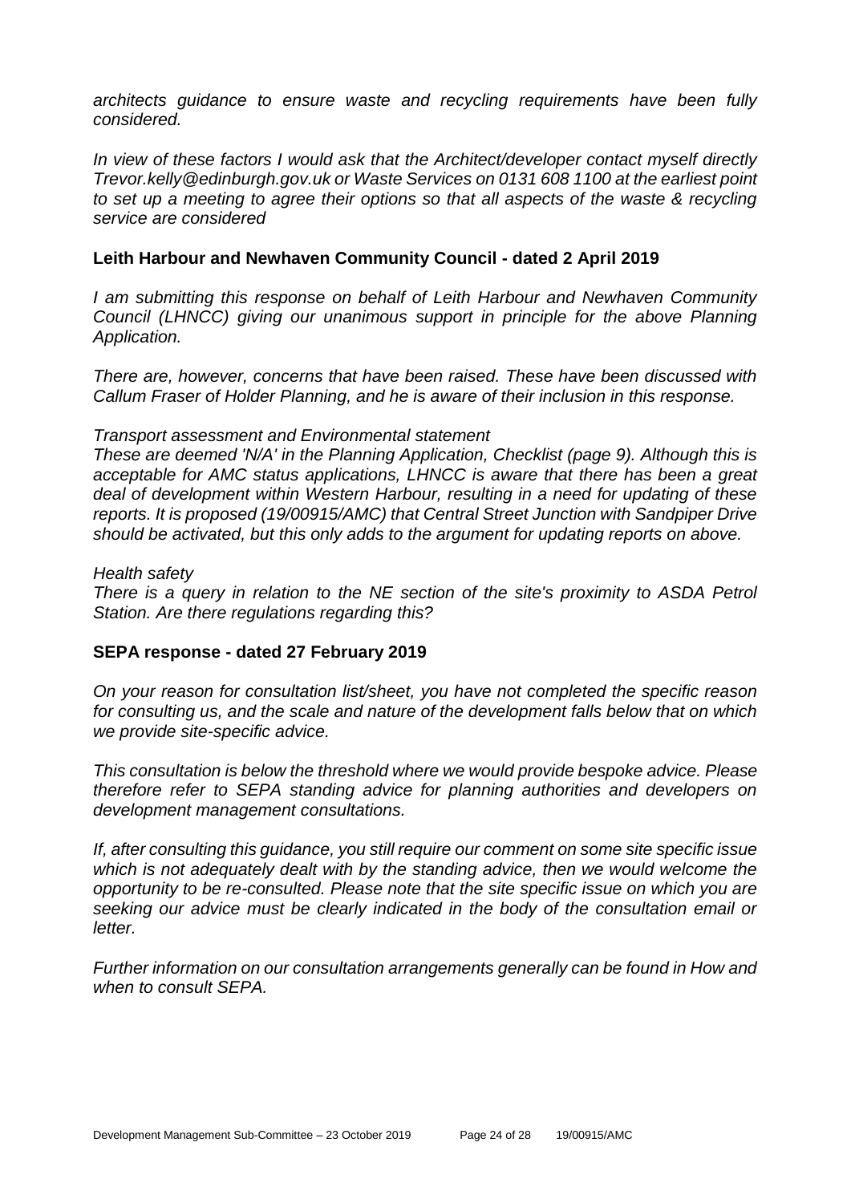*architects guidance to ensure waste and recycling requirements have been fully considered.*

*In view of these factors I would ask that the Architect/developer contact myself directly Trevor.kelly@edinburgh.gov.uk or Waste Services on 0131 608 1100 at the earliest point to set up a meeting to agree their options so that all aspects of the waste & recycling service are considered*

**Leith Harbour and Newhaven Community Council - dated 2 April 2019**

*I am submitting this response on behalf of Leith Harbour and Newhaven Community Council (LHNCC) giving our unanimous support in principle for the above Planning Application.*

*There are, however, concerns that have been raised. These have been discussed with Callum Fraser of Holder Planning, and he is aware of their inclusion in this response.*

*Transport assessment and Environmental statement*
*These are deemed 'N/A' in the Planning Application, Checklist (page 9). Although this is acceptable for AMC status applications, LHNCC is aware that there has been a great deal of development within Western Harbour, resulting in a need for updating of these reports. It is proposed (19/00915/AMC) that Central Street Junction with Sandpiper Drive should be activated, but this only adds to the argument for updating reports on above.*

*Health safety*
*There is a query in relation to the NE section of the site's proximity to ASDA Petrol Station. Are there regulations regarding this?*

**SEPA response - dated 27 February 2019**

*On your reason for consultation list/sheet, you have not completed the specific reason for consulting us, and the scale and nature of the development falls below that on which we provide site-specific advice.*

*This consultation is below the threshold where we would provide bespoke advice. Please therefore refer to SEPA standing advice for planning authorities and developers on development management consultations.*

*If, after consulting this guidance, you still require our comment on some site specific issue which is not adequately dealt with by the standing advice, then we would welcome the opportunity to be re-consulted. Please note that the site specific issue on which you are seeking our advice must be clearly indicated in the body of the consultation email or letter.*

*Further information on our consultation arrangements generally can be found in How and when to consult SEPA.*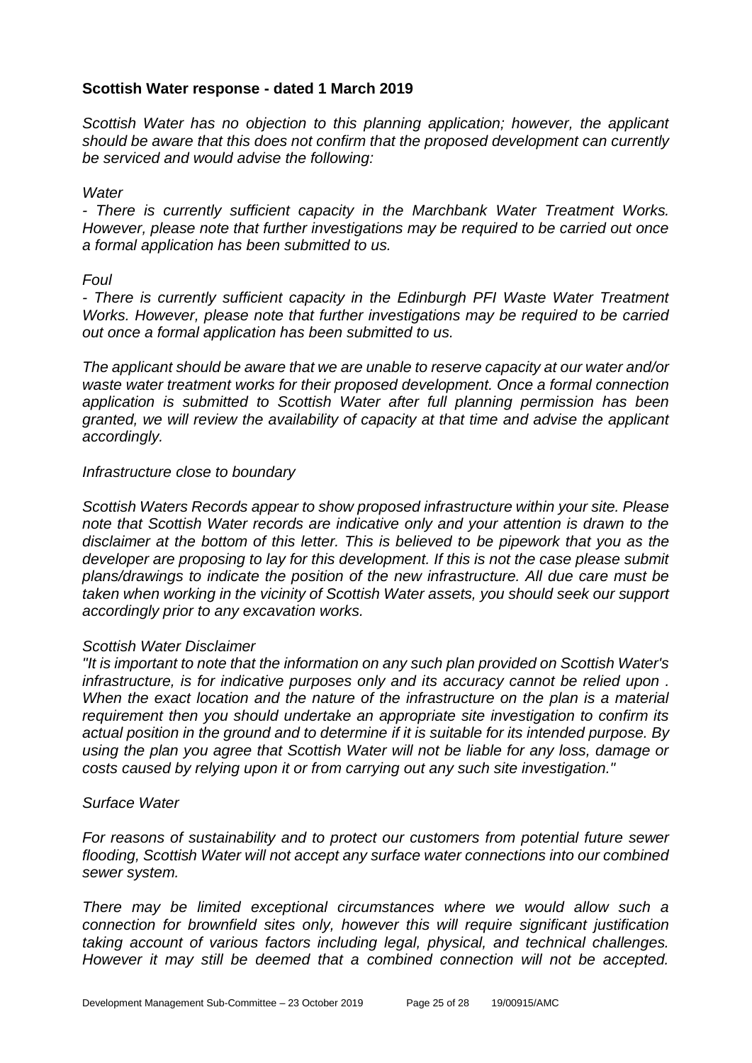**Scottish Water response - dated 1 March 2019**

*Scottish Water has no objection to this planning application; however, the applicant should be aware that this does not confirm that the proposed development can currently be serviced and would advise the following:*

*Water*

*- There is currently sufficient capacity in the Marchbank Water Treatment Works. However, please note that further investigations may be required to be carried out once a formal application has been submitted to us.*

*Foul*

*- There is currently sufficient capacity in the Edinburgh PFI Waste Water Treatment Works. However, please note that further investigations may be required to be carried out once a formal application has been submitted to us.*

*The applicant should be aware that we are unable to reserve capacity at our water and/or waste water treatment works for their proposed development. Once a formal connection application is submitted to Scottish Water after full planning permission has been granted, we will review the availability of capacity at that time and advise the applicant accordingly.*

*Infrastructure close to boundary*

*Scottish Waters Records appear to show proposed infrastructure within your site. Please note that Scottish Water records are indicative only and your attention is drawn to the disclaimer at the bottom of this letter. This is believed to be pipework that you as the developer are proposing to lay for this development. If this is not the case please submit plans/drawings to indicate the position of the new infrastructure. All due care must be taken when working in the vicinity of Scottish Water assets, you should seek our support accordingly prior to any excavation works.*

*Scottish Water Disclaimer*

*"It is important to note that the information on any such plan provided on Scottish Water's infrastructure, is for indicative purposes only and its accuracy cannot be relied upon . When the exact location and the nature of the infrastructure on the plan is a material requirement then you should undertake an appropriate site investigation to confirm its actual position in the ground and to determine if it is suitable for its intended purpose. By using the plan you agree that Scottish Water will not be liable for any loss, damage or costs caused by relying upon it or from carrying out any such site investigation."*

*Surface Water*

*For reasons of sustainability and to protect our customers from potential future sewer flooding, Scottish Water will not accept any surface water connections into our combined sewer system.*

*There may be limited exceptional circumstances where we would allow such a connection for brownfield sites only, however this will require significant justification taking account of various factors including legal, physical, and technical challenges. However it may still be deemed that a combined connection will not be accepted.*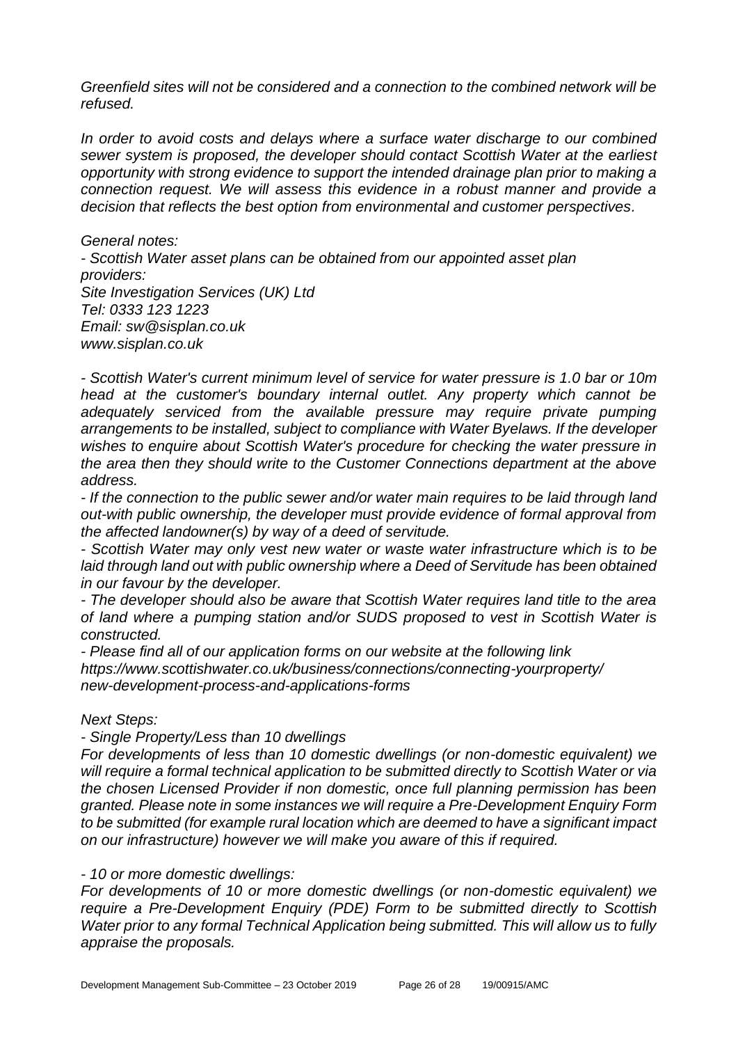*Greenfield sites will not be considered and a connection to the combined network will be refused.*

*In order to avoid costs and delays where a surface water discharge to our combined sewer system is proposed, the developer should contact Scottish Water at the earliest opportunity with strong evidence to support the intended drainage plan prior to making a connection request. We will assess this evidence in a robust manner and provide a decision that reflects the best option from environmental and customer perspectives.*

*General notes:*

*- Scottish Water asset plans can be obtained from our appointed asset plan providers:*
*Site Investigation Services (UK) Ltd*
*Tel: 0333 123 1223*
*Email: sw@sisplan.co.uk*
*www.sisplan.co.uk*

*- Scottish Water's current minimum level of service for water pressure is 1.0 bar or 10m head at the customer's boundary internal outlet. Any property which cannot be adequately serviced from the available pressure may require private pumping arrangements to be installed, subject to compliance with Water Byelaws. If the developer wishes to enquire about Scottish Water's procedure for checking the water pressure in the area then they should write to the Customer Connections department at the above address.*

*- If the connection to the public sewer and/or water main requires to be laid through land out-with public ownership, the developer must provide evidence of formal approval from the affected landowner(s) by way of a deed of servitude.*

*- Scottish Water may only vest new water or waste water infrastructure which is to be laid through land out with public ownership where a Deed of Servitude has been obtained in our favour by the developer.*

*- The developer should also be aware that Scottish Water requires land title to the area of land where a pumping station and/or SUDS proposed to vest in Scottish Water is constructed.*

*- Please find all of our application forms on our website at the following link*
*https://www.scottishwater.co.uk/business/connections/connecting-yourproperty/new-development-process-and-applications-forms*

*Next Steps:*

*- Single Property/Less than 10 dwellings*

*For developments of less than 10 domestic dwellings (or non-domestic equivalent) we will require a formal technical application to be submitted directly to Scottish Water or via the chosen Licensed Provider if non domestic, once full planning permission has been granted. Please note in some instances we will require a Pre-Development Enquiry Form to be submitted (for example rural location which are deemed to have a significant impact on our infrastructure) however we will make you aware of this if required.*

*- 10 or more domestic dwellings:*

*For developments of 10 or more domestic dwellings (or non-domestic equivalent) we require a Pre-Development Enquiry (PDE) Form to be submitted directly to Scottish Water prior to any formal Technical Application being submitted. This will allow us to fully appraise the proposals.*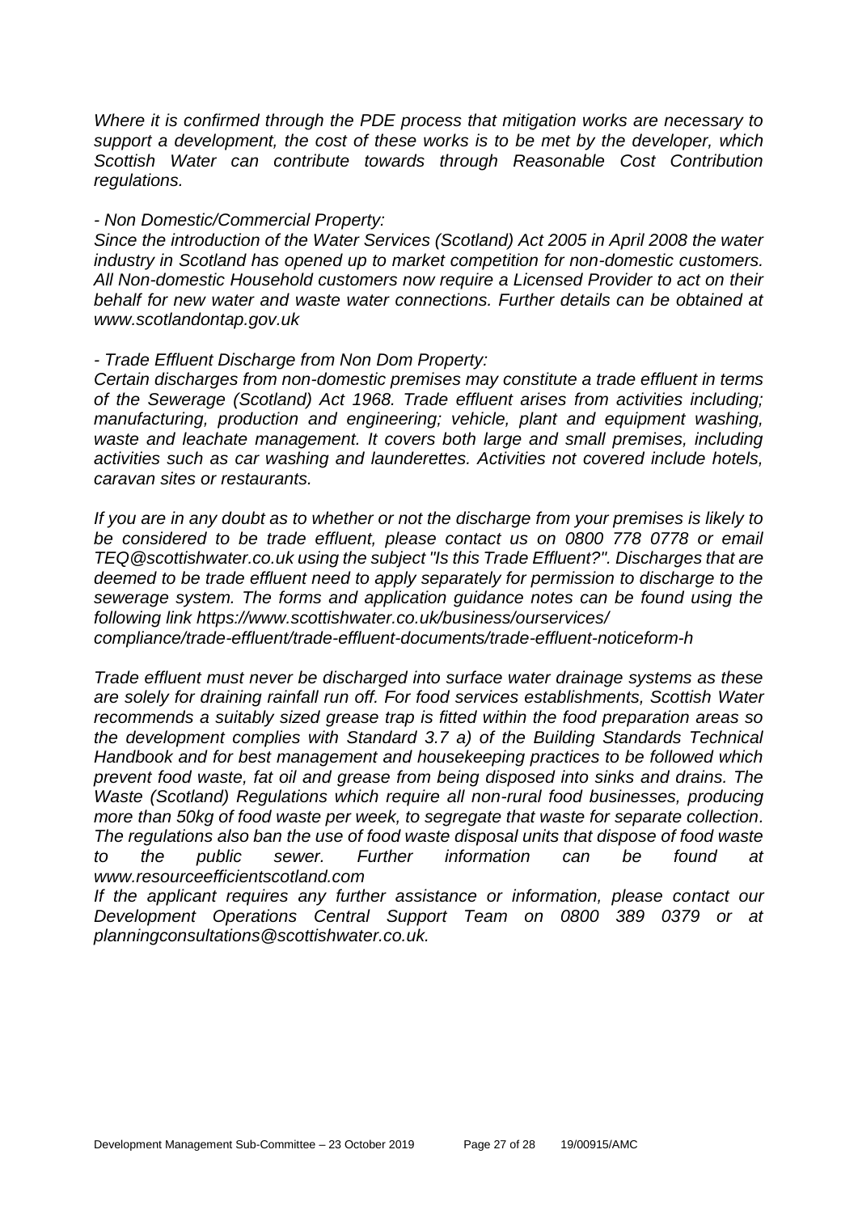*Where it is confirmed through the PDE process that mitigation works are necessary to support a development, the cost of these works is to be met by the developer, which Scottish Water can contribute towards through Reasonable Cost Contribution regulations.*

*- Non Domestic/Commercial Property:*
*Since the introduction of the Water Services (Scotland) Act 2005 in April 2008 the water industry in Scotland has opened up to market competition for non-domestic customers. All Non-domestic Household customers now require a Licensed Provider to act on their behalf for new water and waste water connections. Further details can be obtained at www.scotlandontap.gov.uk*

*- Trade Effluent Discharge from Non Dom Property:*
*Certain discharges from non-domestic premises may constitute a trade effluent in terms of the Sewerage (Scotland) Act 1968. Trade effluent arises from activities including; manufacturing, production and engineering; vehicle, plant and equipment washing, waste and leachate management. It covers both large and small premises, including activities such as car washing and launderettes. Activities not covered include hotels, caravan sites or restaurants.*

*If you are in any doubt as to whether or not the discharge from your premises is likely to be considered to be trade effluent, please contact us on 0800 778 0778 or email TEQ@scottishwater.co.uk using the subject "Is this Trade Effluent?". Discharges that are deemed to be trade effluent need to apply separately for permission to discharge to the sewerage system. The forms and application guidance notes can be found using the following link https://www.scottishwater.co.uk/business/ourservices/ compliance/trade-effluent/trade-effluent-documents/trade-effluent-noticeform-h*

*Trade effluent must never be discharged into surface water drainage systems as these are solely for draining rainfall run off. For food services establishments, Scottish Water recommends a suitably sized grease trap is fitted within the food preparation areas so the development complies with Standard 3.7 a) of the Building Standards Technical Handbook and for best management and housekeeping practices to be followed which prevent food waste, fat oil and grease from being disposed into sinks and drains. The Waste (Scotland) Regulations which require all non-rural food businesses, producing more than 50kg of food waste per week, to segregate that waste for separate collection. The regulations also ban the use of food waste disposal units that dispose of food waste to the public sewer. Further information can be found at www.resourceefficientscotland.com*
*If the applicant requires any further assistance or information, please contact our Development Operations Central Support Team on 0800 389 0379 or at planningconsultations@scottishwater.co.uk.*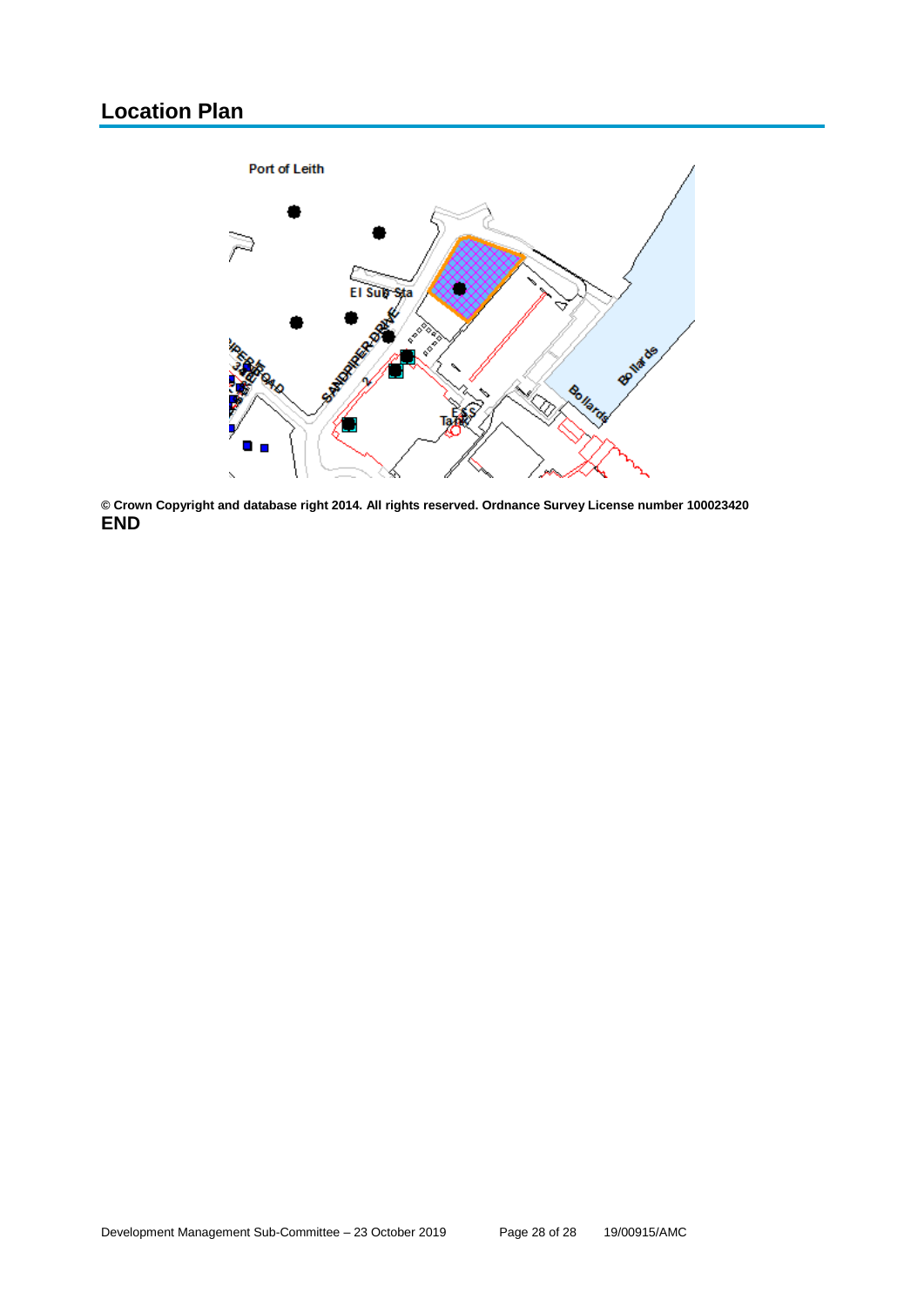## Location Plan

Port of Leith

El Sub Sta

SANDPIPER DRIVE

PIPER ROAD

Tank

Bollards

Bollards

**© Crown Copyright and database right 2014. All rights reserved. Ordnance Survey License number 100023420**

**END**